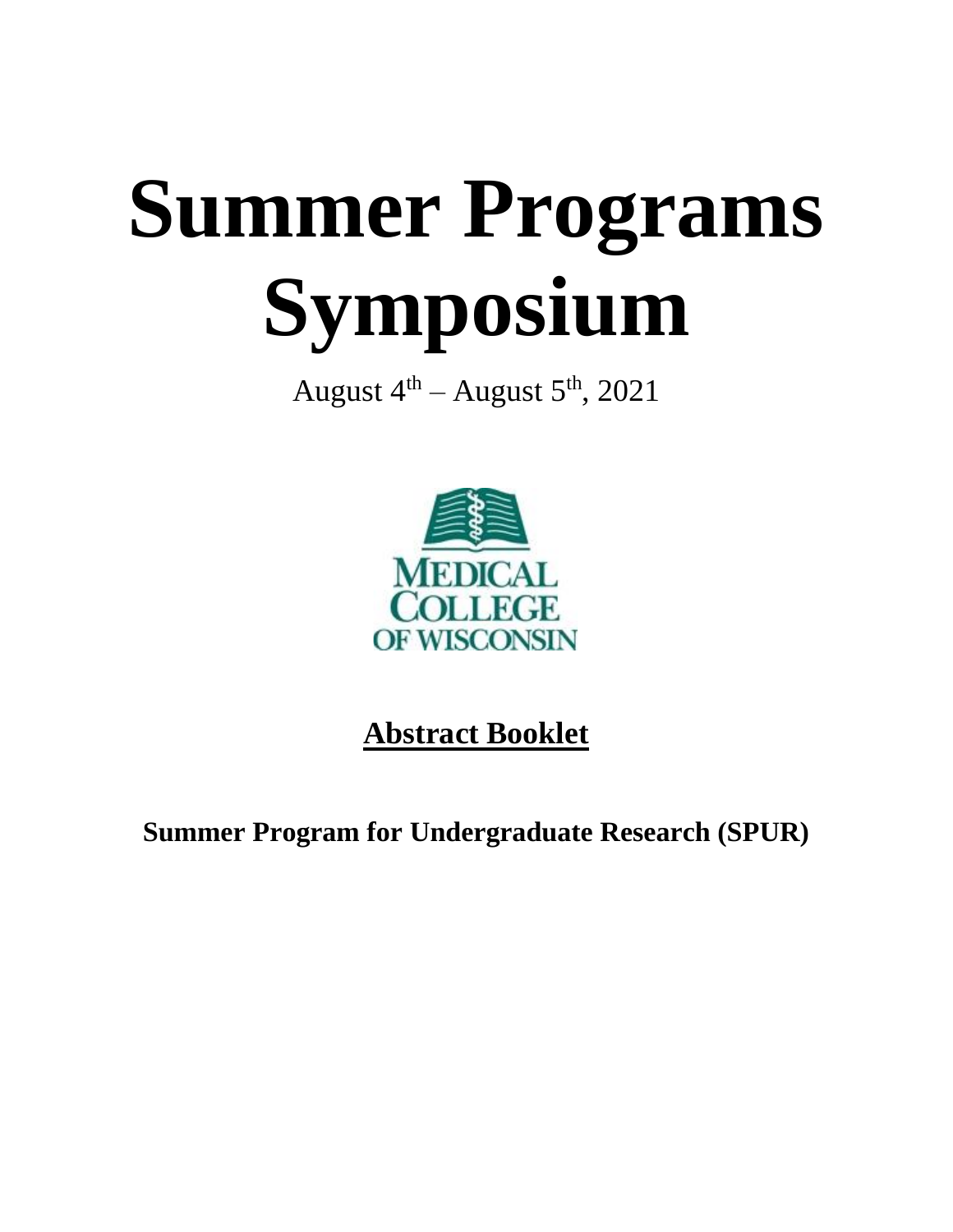# Summer Programs Symposium

August 4th – August 5th, 2021

MEDICAL COLLEGE OF WISCONSIN

## Abstract Booklet

**Summer Program for Undergraduate Research (SPUR)**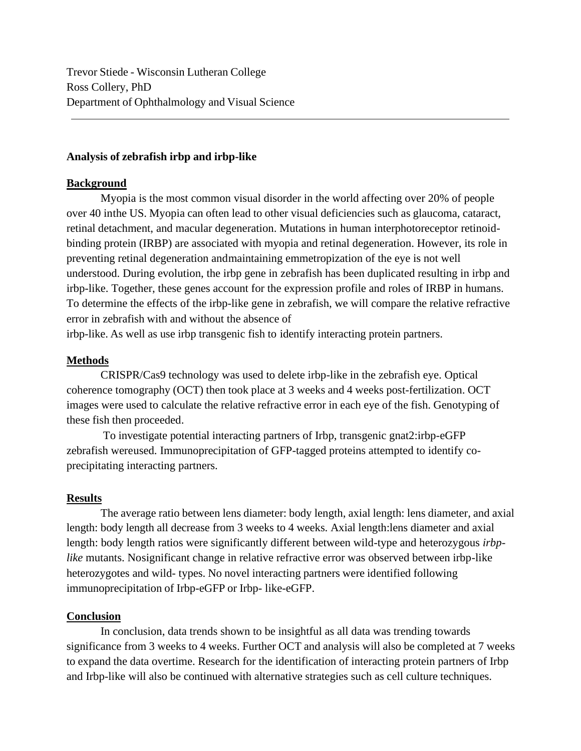Trevor Stiede - Wisconsin Lutheran College
Ross Collery, PhD
Department of Ophthalmology and Visual Science

---

**Analysis of zebrafish irbp and irbp-like**

**Background**

Myopia is the most common visual disorder in the world affecting over 20% of people over 40 inthe US. Myopia can often lead to other visual deficiencies such as glaucoma, cataract, retinal detachment, and macular degeneration. Mutations in human interphotoreceptor retinoid-binding protein (IRBP) are associated with myopia and retinal degeneration. However, its role in preventing retinal degeneration andmaintaining emmetropization of the eye is not well understood. During evolution, the irbp gene in zebrafish has been duplicated resulting in irbp and irbp-like. Together, these genes account for the expression profile and roles of IRBP in humans. To determine the effects of the irbp-like gene in zebrafish, we will compare the relative refractive error in zebrafish with and without the absence of
irbp-like. As well as use irbp transgenic fish to identify interacting protein partners.

**Methods**

CRISPR/Cas9 technology was used to delete irbp-like in the zebrafish eye. Optical coherence tomography (OCT) then took place at 3 weeks and 4 weeks post-fertilization. OCT images were used to calculate the relative refractive error in each eye of the fish. Genotyping of these fish then proceeded.

To investigate potential interacting partners of Irbp, transgenic gnat2:irbp-eGFP zebrafish wereused. Immunoprecipitation of GFP-tagged proteins attempted to identify co-precipitating interacting partners.

**Results**

The average ratio between lens diameter: body length, axial length: lens diameter, and axial length: body length all decrease from 3 weeks to 4 weeks. Axial length:lens diameter and axial length: body length ratios were significantly different between wild-type and heterozygous *irbp-like* mutants. Nosignificant change in relative refractive error was observed between irbp-like heterozygotes and wild- types. No novel interacting partners were identified following immunoprecipitation of Irbp-eGFP or Irbp- like-eGFP.

**Conclusion**

In conclusion, data trends shown to be insightful as all data was trending towards significance from 3 weeks to 4 weeks. Further OCT and analysis will also be completed at 7 weeks to expand the data overtime. Research for the identification of interacting protein partners of Irbp and Irbp-like will also be continued with alternative strategies such as cell culture techniques.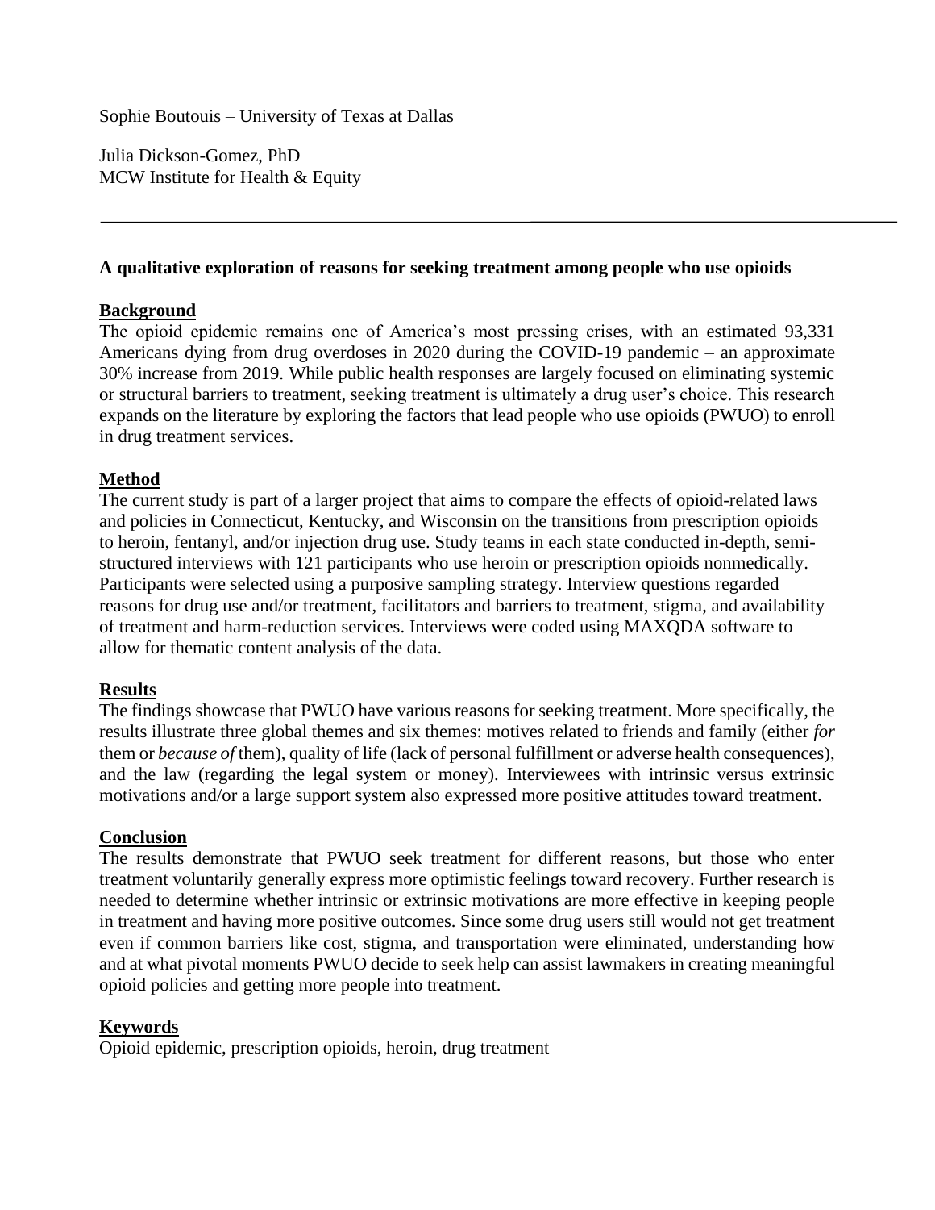Sophie Boutouis – University of Texas at Dallas

Julia Dickson-Gomez, PhD
MCW Institute for Health & Equity

---

**A qualitative exploration of reasons for seeking treatment among people who use opioids**

**Background**

The opioid epidemic remains one of America's most pressing crises, with an estimated 93,331 Americans dying from drug overdoses in 2020 during the COVID-19 pandemic – an approximate 30% increase from 2019. While public health responses are largely focused on eliminating systemic or structural barriers to treatment, seeking treatment is ultimately a drug user's choice. This research expands on the literature by exploring the factors that lead people who use opioids (PWUO) to enroll in drug treatment services.

**Method**

The current study is part of a larger project that aims to compare the effects of opioid-related laws and policies in Connecticut, Kentucky, and Wisconsin on the transitions from prescription opioids to heroin, fentanyl, and/or injection drug use. Study teams in each state conducted in-depth, semi-structured interviews with 121 participants who use heroin or prescription opioids nonmedically. Participants were selected using a purposive sampling strategy. Interview questions regarded reasons for drug use and/or treatment, facilitators and barriers to treatment, stigma, and availability of treatment and harm-reduction services. Interviews were coded using MAXQDA software to allow for thematic content analysis of the data.

**Results**

The findings showcase that PWUO have various reasons for seeking treatment. More specifically, the results illustrate three global themes and six themes: motives related to friends and family (either *for* them or *because of* them), quality of life (lack of personal fulfillment or adverse health consequences), and the law (regarding the legal system or money). Interviewees with intrinsic versus extrinsic motivations and/or a large support system also expressed more positive attitudes toward treatment.

**Conclusion**

The results demonstrate that PWUO seek treatment for different reasons, but those who enter treatment voluntarily generally express more optimistic feelings toward recovery. Further research is needed to determine whether intrinsic or extrinsic motivations are more effective in keeping people in treatment and having more positive outcomes. Since some drug users still would not get treatment even if common barriers like cost, stigma, and transportation were eliminated, understanding how and at what pivotal moments PWUO decide to seek help can assist lawmakers in creating meaningful opioid policies and getting more people into treatment.

**Keywords**

Opioid epidemic, prescription opioids, heroin, drug treatment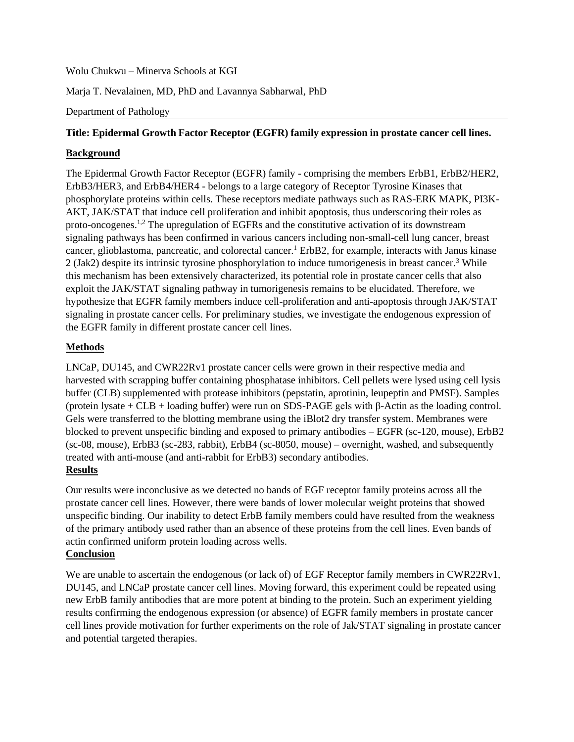Wolu Chukwu – Minerva Schools at KGI

Marja T. Nevalainen, MD, PhD and Lavannya Sabharwal, PhD

Department of Pathology

**Title: Epidermal Growth Factor Receptor (EGFR) family expression in prostate cancer cell lines.**

## Background

The Epidermal Growth Factor Receptor (EGFR) family - comprising the members ErbB1, ErbB2/HER2, ErbB3/HER3, and ErbB4/HER4 - belongs to a large category of Receptor Tyrosine Kinases that phosphorylate proteins within cells. These receptors mediate pathways such as RAS-ERK MAPK, PI3K-AKT, JAK/STAT that induce cell proliferation and inhibit apoptosis, thus underscoring their roles as proto-oncogenes.[1,2] The upregulation of EGFRs and the constitutive activation of its downstream signaling pathways has been confirmed in various cancers including non-small-cell lung cancer, breast cancer, glioblastoma, pancreatic, and colorectal cancer.[1] ErbB2, for example, interacts with Janus kinase 2 (Jak2) despite its intrinsic tyrosine phosphorylation to induce tumorigenesis in breast cancer.[3] While this mechanism has been extensively characterized, its potential role in prostate cancer cells that also exploit the JAK/STAT signaling pathway in tumorigenesis remains to be elucidated. Therefore, we hypothesize that EGFR family members induce cell-proliferation and anti-apoptosis through JAK/STAT signaling in prostate cancer cells. For preliminary studies, we investigate the endogenous expression of the EGFR family in different prostate cancer cell lines.

## Methods

LNCaP, DU145, and CWR22Rv1 prostate cancer cells were grown in their respective media and harvested with scrapping buffer containing phosphatase inhibitors. Cell pellets were lysed using cell lysis buffer (CLB) supplemented with protease inhibitors (pepstatin, aprotinin, leupeptin and PMSF). Samples (protein lysate + CLB + loading buffer) were run on SDS-PAGE gels with β-Actin as the loading control. Gels were transferred to the blotting membrane using the iBlot2 dry transfer system. Membranes were blocked to prevent unspecific binding and exposed to primary antibodies – EGFR (sc-120, mouse), ErbB2 (sc-08, mouse), ErbB3 (sc-283, rabbit), ErbB4 (sc-8050, mouse) – overnight, washed, and subsequently treated with anti-mouse (and anti-rabbit for ErbB3) secondary antibodies.

## Results

Our results were inconclusive as we detected no bands of EGF receptor family proteins across all the prostate cancer cell lines. However, there were bands of lower molecular weight proteins that showed unspecific binding. Our inability to detect ErbB family members could have resulted from the weakness of the primary antibody used rather than an absence of these proteins from the cell lines. Even bands of actin confirmed uniform protein loading across wells.

## Conclusion

We are unable to ascertain the endogenous (or lack of) of EGF Receptor family members in CWR22Rv1, DU145, and LNCaP prostate cancer cell lines. Moving forward, this experiment could be repeated using new ErbB family antibodies that are more potent at binding to the protein. Such an experiment yielding results confirming the endogenous expression (or absence) of EGFR family members in prostate cancer cell lines provide motivation for further experiments on the role of Jak/STAT signaling in prostate cancer and potential targeted therapies.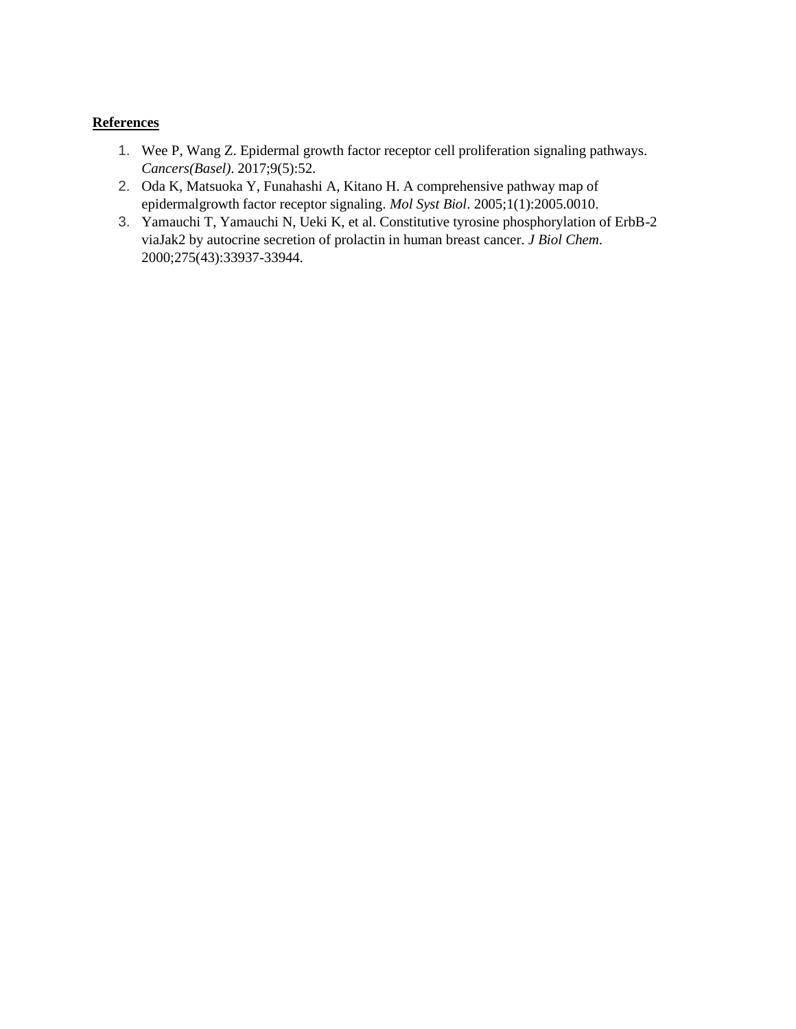**References**

1. Wee P, Wang Z. Epidermal growth factor receptor cell proliferation signaling pathways. *Cancers(Basel)*. 2017;9(5):52.
2. Oda K, Matsuoka Y, Funahashi A, Kitano H. A comprehensive pathway map of epidermalgrowth factor receptor signaling. *Mol Syst Biol*. 2005;1(1):2005.0010.
3. Yamauchi T, Yamauchi N, Ueki K, et al. Constitutive tyrosine phosphorylation of ErbB-2 viaJak2 by autocrine secretion of prolactin in human breast cancer. *J Biol Chem*. 2000;275(43):33937-33944.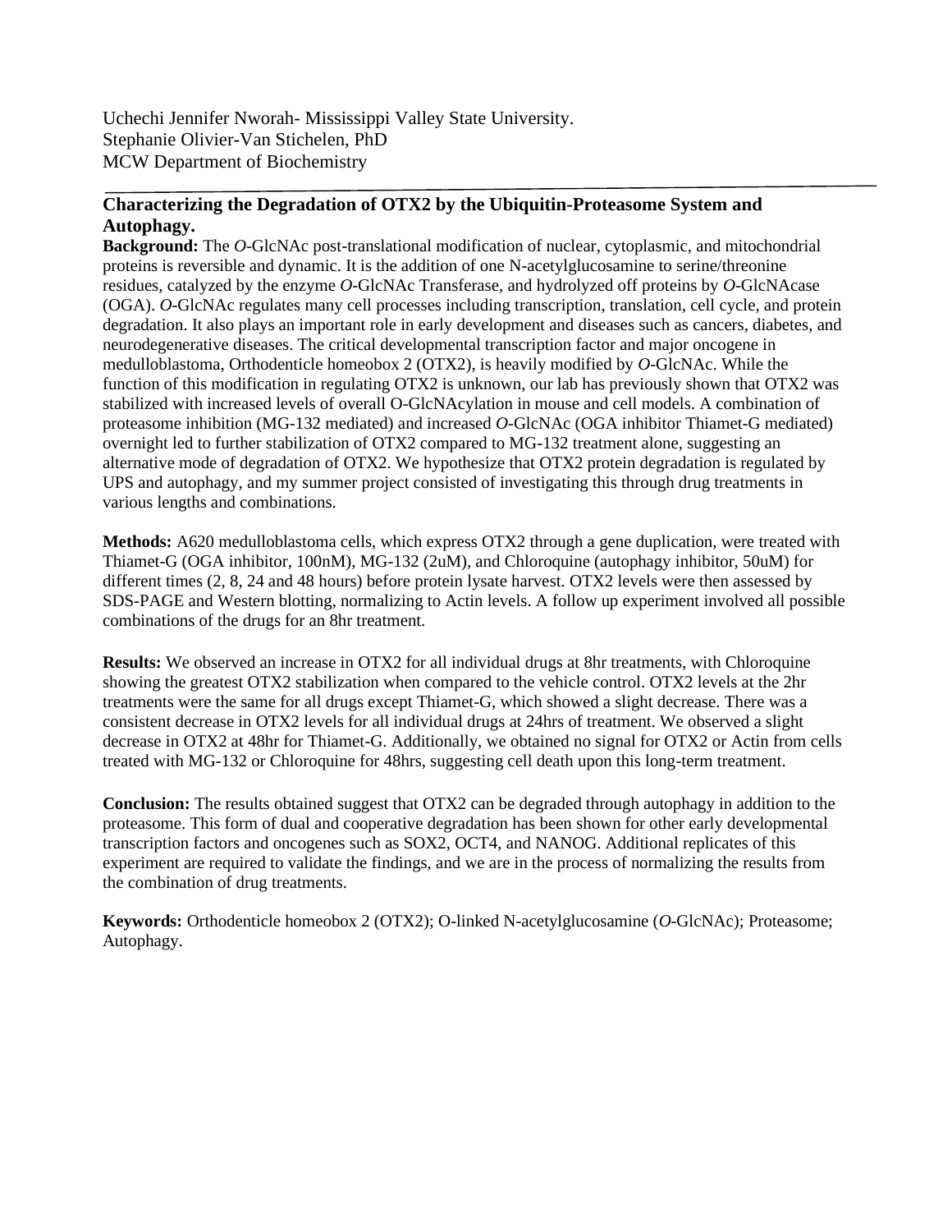Uchechi Jennifer Nworah- Mississippi Valley State University.
Stephanie Olivier-Van Stichelen, PhD
MCW Department of Biochemistry

---

## Characterizing the Degradation of OTX2 by the Ubiquitin-Proteasome System and Autophagy.

**Background:** The *O*-GlcNAc post-translational modification of nuclear, cytoplasmic, and mitochondrial proteins is reversible and dynamic. It is the addition of one N-acetylglucosamine to serine/threonine residues, catalyzed by the enzyme *O*-GlcNAc Transferase, and hydrolyzed off proteins by *O*-GlcNAcase (OGA). *O*-GlcNAc regulates many cell processes including transcription, translation, cell cycle, and protein degradation. It also plays an important role in early development and diseases such as cancers, diabetes, and neurodegenerative diseases. The critical developmental transcription factor and major oncogene in medulloblastoma, Orthodenticle homeobox 2 (OTX2), is heavily modified by *O*-GlcNAc. While the function of this modification in regulating OTX2 is unknown, our lab has previously shown that OTX2 was stabilized with increased levels of overall O-GlcNAcylation in mouse and cell models. A combination of proteasome inhibition (MG-132 mediated) and increased *O*-GlcNAc (OGA inhibitor Thiamet-G mediated) overnight led to further stabilization of OTX2 compared to MG-132 treatment alone, suggesting an alternative mode of degradation of OTX2. We hypothesize that OTX2 protein degradation is regulated by UPS and autophagy, and my summer project consisted of investigating this through drug treatments in various lengths and combinations.

**Methods:** A620 medulloblastoma cells, which express OTX2 through a gene duplication, were treated with Thiamet-G (OGA inhibitor, 100nM), MG-132 (2uM), and Chloroquine (autophagy inhibitor, 50uM) for different times (2, 8, 24 and 48 hours) before protein lysate harvest. OTX2 levels were then assessed by SDS-PAGE and Western blotting, normalizing to Actin levels. A follow up experiment involved all possible combinations of the drugs for an 8hr treatment.

**Results:** We observed an increase in OTX2 for all individual drugs at 8hr treatments, with Chloroquine showing the greatest OTX2 stabilization when compared to the vehicle control. OTX2 levels at the 2hr treatments were the same for all drugs except Thiamet-G, which showed a slight decrease. There was a consistent decrease in OTX2 levels for all individual drugs at 24hrs of treatment. We observed a slight decrease in OTX2 at 48hr for Thiamet-G. Additionally, we obtained no signal for OTX2 or Actin from cells treated with MG-132 or Chloroquine for 48hrs, suggesting cell death upon this long-term treatment.

**Conclusion:** The results obtained suggest that OTX2 can be degraded through autophagy in addition to the proteasome. This form of dual and cooperative degradation has been shown for other early developmental transcription factors and oncogenes such as SOX2, OCT4, and NANOG. Additional replicates of this experiment are required to validate the findings, and we are in the process of normalizing the results from the combination of drug treatments.

**Keywords:** Orthodenticle homeobox 2 (OTX2); O-linked N-acetylglucosamine (*O*-GlcNAc); Proteasome; Autophagy.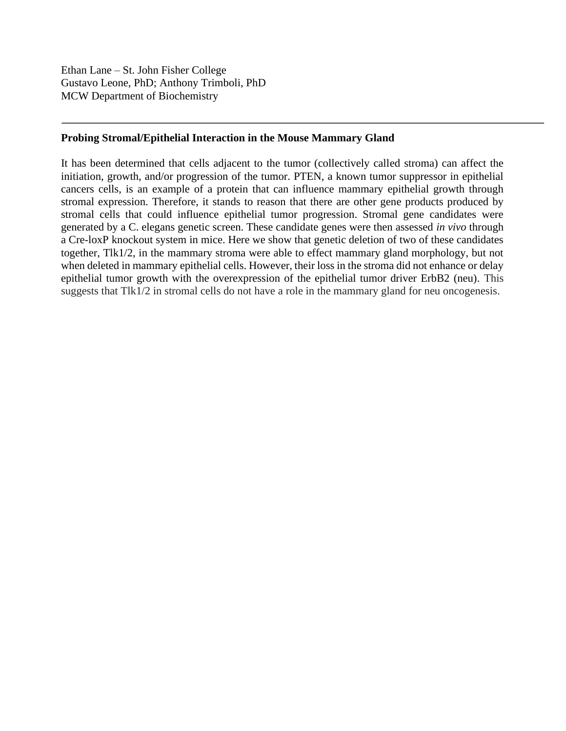Ethan Lane – St. John Fisher College
Gustavo Leone, PhD; Anthony Trimboli, PhD
MCW Department of Biochemistry

---

**Probing Stromal/Epithelial Interaction in the Mouse Mammary Gland**

It has been determined that cells adjacent to the tumor (collectively called stroma) can affect the initiation, growth, and/or progression of the tumor. PTEN, a known tumor suppressor in epithelial cancers cells, is an example of a protein that can influence mammary epithelial growth through stromal expression. Therefore, it stands to reason that there are other gene products produced by stromal cells that could influence epithelial tumor progression. Stromal gene candidates were generated by a C. elegans genetic screen. These candidate genes were then assessed *in vivo* through a Cre-loxP knockout system in mice. Here we show that genetic deletion of two of these candidates together, Tlk1/2, in the mammary stroma were able to effect mammary gland morphology, but not when deleted in mammary epithelial cells. However, their loss in the stroma did not enhance or delay epithelial tumor growth with the overexpression of the epithelial tumor driver ErbB2 (neu). This suggests that Tlk1/2 in stromal cells do not have a role in the mammary gland for neu oncogenesis.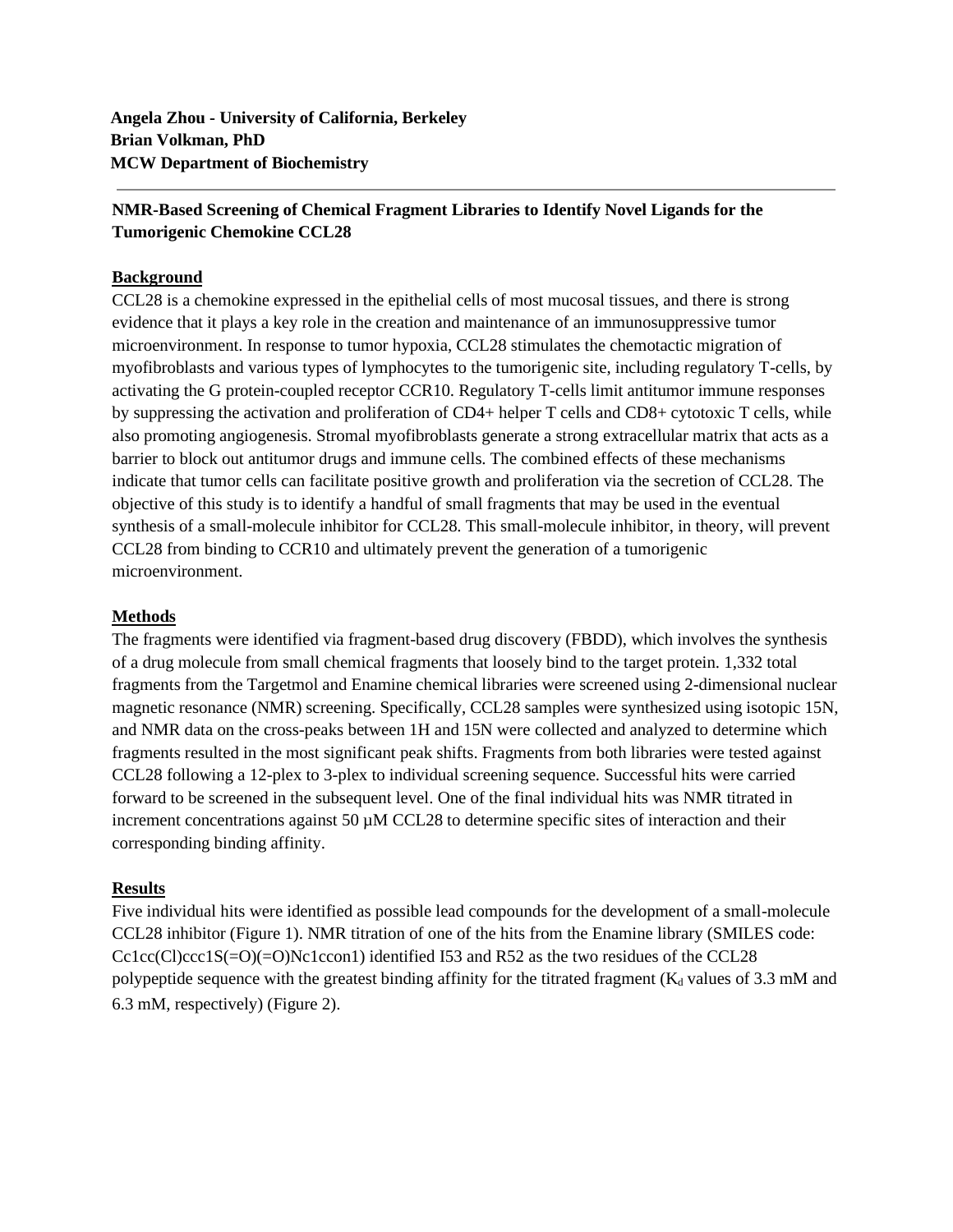**Angela Zhou - University of California, Berkeley**
**Brian Volkman, PhD**
**MCW Department of Biochemistry**

---

## NMR-Based Screening of Chemical Fragment Libraries to Identify Novel Ligands for the Tumorigenic Chemokine CCL28

### Background

CCL28 is a chemokine expressed in the epithelial cells of most mucosal tissues, and there is strong evidence that it plays a key role in the creation and maintenance of an immunosuppressive tumor microenvironment. In response to tumor hypoxia, CCL28 stimulates the chemotactic migration of myofibroblasts and various types of lymphocytes to the tumorigenic site, including regulatory T-cells, by activating the G protein-coupled receptor CCR10. Regulatory T-cells limit antitumor immune responses by suppressing the activation and proliferation of CD4+ helper T cells and CD8+ cytotoxic T cells, while also promoting angiogenesis. Stromal myofibroblasts generate a strong extracellular matrix that acts as a barrier to block out antitumor drugs and immune cells. The combined effects of these mechanisms indicate that tumor cells can facilitate positive growth and proliferation via the secretion of CCL28. The objective of this study is to identify a handful of small fragments that may be used in the eventual synthesis of a small-molecule inhibitor for CCL28. This small-molecule inhibitor, in theory, will prevent CCL28 from binding to CCR10 and ultimately prevent the generation of a tumorigenic microenvironment.

### Methods

The fragments were identified via fragment-based drug discovery (FBDD), which involves the synthesis of a drug molecule from small chemical fragments that loosely bind to the target protein. 1,332 total fragments from the Targetmol and Enamine chemical libraries were screened using 2-dimensional nuclear magnetic resonance (NMR) screening. Specifically, CCL28 samples were synthesized using isotopic 15N, and NMR data on the cross-peaks between 1H and 15N were collected and analyzed to determine which fragments resulted in the most significant peak shifts. Fragments from both libraries were tested against CCL28 following a 12-plex to 3-plex to individual screening sequence. Successful hits were carried forward to be screened in the subsequent level. One of the final individual hits was NMR titrated in increment concentrations against 50 µM CCL28 to determine specific sites of interaction and their corresponding binding affinity.

### Results

Five individual hits were identified as possible lead compounds for the development of a small-molecule CCL28 inhibitor (Figure 1). NMR titration of one of the hits from the Enamine library (SMILES code: Cc1cc(Cl)ccc1S(=O)(=O)Nc1ccon1) identified I53 and R52 as the two residues of the CCL28 polypeptide sequence with the greatest binding affinity for the titrated fragment ($K_d$ values of 3.3 mM and 6.3 mM, respectively) (Figure 2).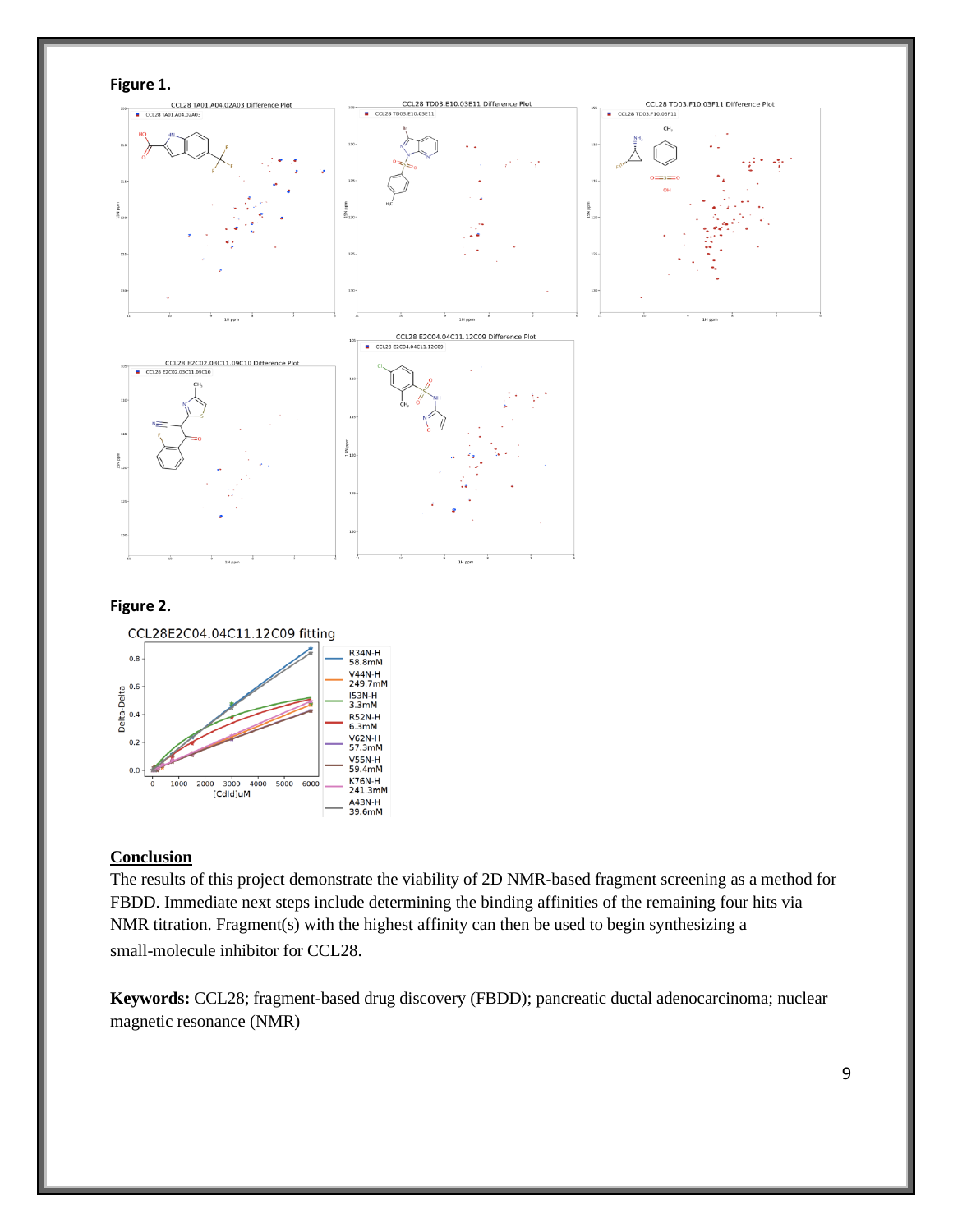**Figure 1.**

**Figure 2.**

## Conclusion

The results of this project demonstrate the viability of 2D NMR-based fragment screening as a method for FBDD. Immediate next steps include determining the binding affinities of the remaining four hits via NMR titration. Fragment(s) with the highest affinity can then be used to begin synthesizing a small-molecule inhibitor for CCL28.

**Keywords:** CCL28; fragment-based drug discovery (FBDD); pancreatic ductal adenocarcinoma; nuclear magnetic resonance (NMR)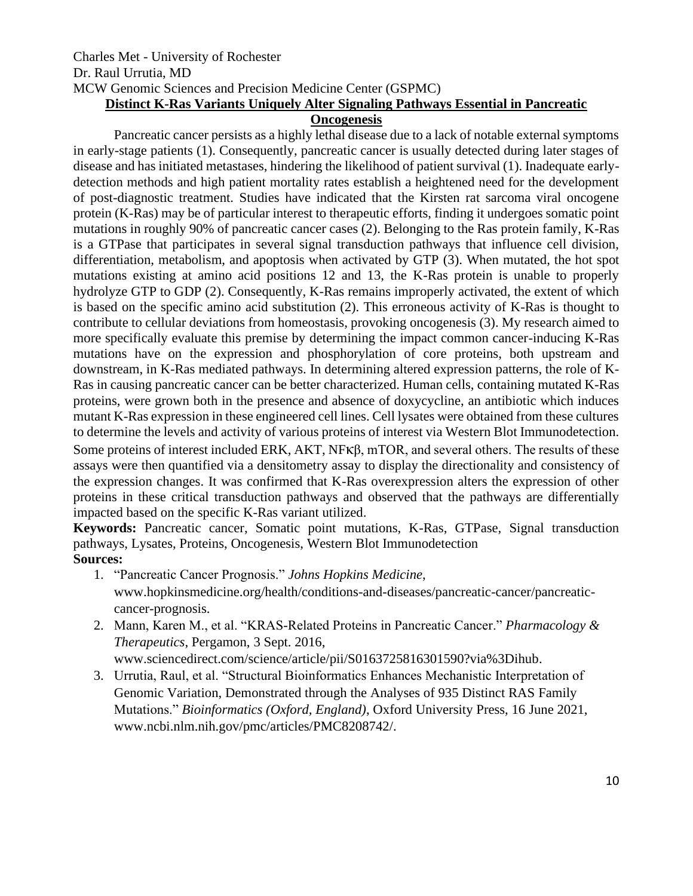Charles Met - University of Rochester

Dr. Raul Urrutia, MD

MCW Genomic Sciences and Precision Medicine Center (GSPMC)

## Distinct K-Ras Variants Uniquely Alter Signaling Pathways Essential in Pancreatic Oncogenesis

Pancreatic cancer persists as a highly lethal disease due to a lack of notable external symptoms in early-stage patients (1). Consequently, pancreatic cancer is usually detected during later stages of disease and has initiated metastases, hindering the likelihood of patient survival (1). Inadequate early-detection methods and high patient mortality rates establish a heightened need for the development of post-diagnostic treatment. Studies have indicated that the Kirsten rat sarcoma viral oncogene protein (K-Ras) may be of particular interest to therapeutic efforts, finding it undergoes somatic point mutations in roughly 90% of pancreatic cancer cases (2). Belonging to the Ras protein family, K-Ras is a GTPase that participates in several signal transduction pathways that influence cell division, differentiation, metabolism, and apoptosis when activated by GTP (3). When mutated, the hot spot mutations existing at amino acid positions 12 and 13, the K-Ras protein is unable to properly hydrolyze GTP to GDP (2). Consequently, K-Ras remains improperly activated, the extent of which is based on the specific amino acid substitution (2). This erroneous activity of K-Ras is thought to contribute to cellular deviations from homeostasis, provoking oncogenesis (3). My research aimed to more specifically evaluate this premise by determining the impact common cancer-inducing K-Ras mutations have on the expression and phosphorylation of core proteins, both upstream and downstream, in K-Ras mediated pathways. In determining altered expression patterns, the role of K-Ras in causing pancreatic cancer can be better characterized. Human cells, containing mutated K-Ras proteins, were grown both in the presence and absence of doxycycline, an antibiotic which induces mutant K-Ras expression in these engineered cell lines. Cell lysates were obtained from these cultures to determine the levels and activity of various proteins of interest via Western Blot Immunodetection. Some proteins of interest included ERK, AKT, NFκβ, mTOR, and several others. The results of these assays were then quantified via a densitometry assay to display the directionality and consistency of the expression changes. It was confirmed that K-Ras overexpression alters the expression of other proteins in these critical transduction pathways and observed that the pathways are differentially impacted based on the specific K-Ras variant utilized.

**Keywords:** Pancreatic cancer, Somatic point mutations, K-Ras, GTPase, Signal transduction pathways, Lysates, Proteins, Oncogenesis, Western Blot Immunodetection

**Sources:**

1. "Pancreatic Cancer Prognosis." *Johns Hopkins Medicine*, www.hopkinsmedicine.org/health/conditions-and-diseases/pancreatic-cancer/pancreatic-cancer-prognosis.
2. Mann, Karen M., et al. "KRAS-Related Proteins in Pancreatic Cancer." *Pharmacology & Therapeutics*, Pergamon, 3 Sept. 2016, www.sciencedirect.com/science/article/pii/S0163725816301590?via%3Dihub.
3. Urrutia, Raul, et al. "Structural Bioinformatics Enhances Mechanistic Interpretation of Genomic Variation, Demonstrated through the Analyses of 935 Distinct RAS Family Mutations." *Bioinformatics (Oxford, England)*, Oxford University Press, 16 June 2021, www.ncbi.nlm.nih.gov/pmc/articles/PMC8208742/.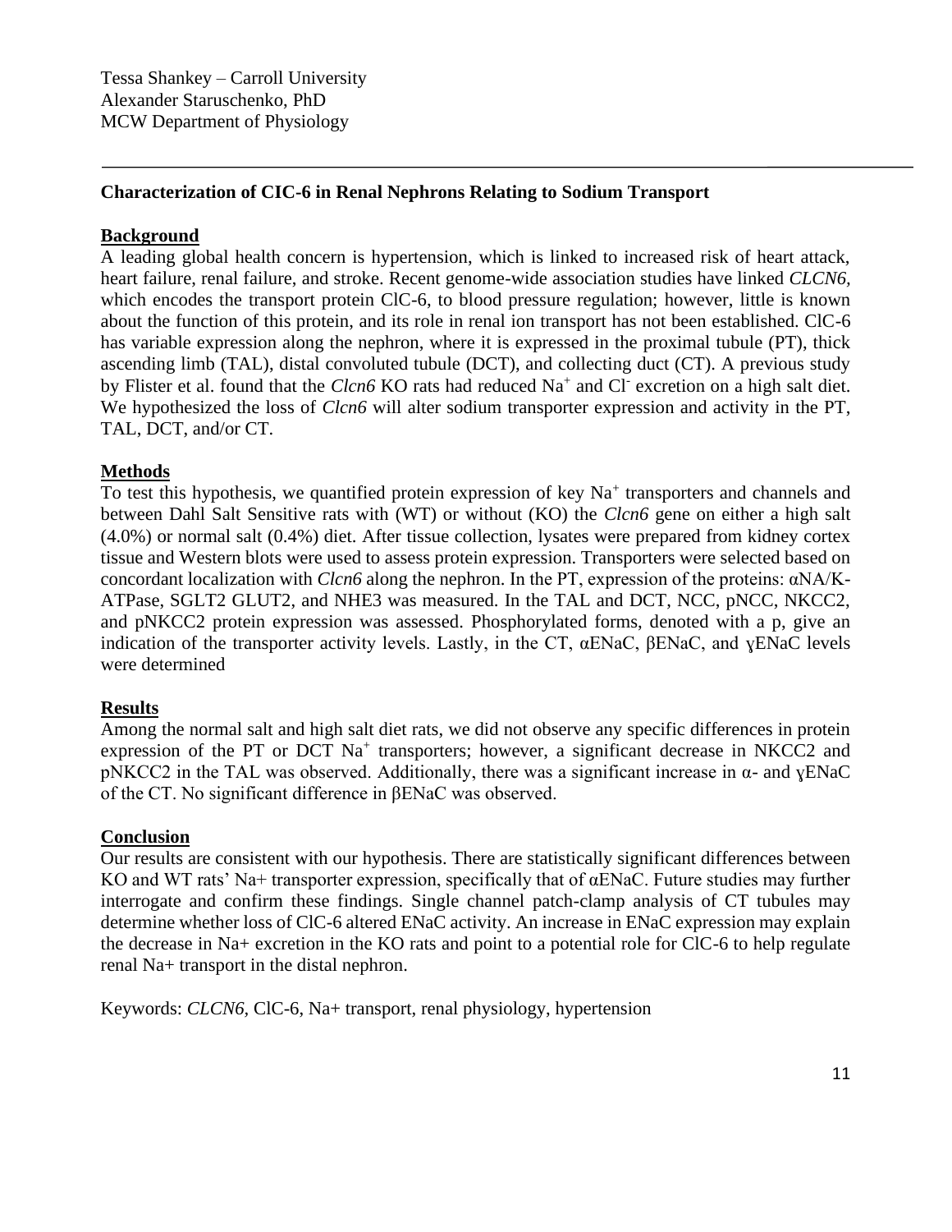Tessa Shankey – Carroll University
Alexander Staruschenko, PhD
MCW Department of Physiology

---

**Characterization of CIC-6 in Renal Nephrons Relating to Sodium Transport**

**Background**

A leading global health concern is hypertension, which is linked to increased risk of heart attack, heart failure, renal failure, and stroke. Recent genome-wide association studies have linked *CLCN6*, which encodes the transport protein ClC-6, to blood pressure regulation; however, little is known about the function of this protein, and its role in renal ion transport has not been established. ClC-6 has variable expression along the nephron, where it is expressed in the proximal tubule (PT), thick ascending limb (TAL), distal convoluted tubule (DCT), and collecting duct (CT). A previous study by Flister et al. found that the *Clcn6* KO rats had reduced $Na^+$ and $Cl^-$ excretion on a high salt diet. We hypothesized the loss of *Clcn6* will alter sodium transporter expression and activity in the PT, TAL, DCT, and/or CT.

**Methods**

To test this hypothesis, we quantified protein expression of key $Na^+$ transporters and channels and between Dahl Salt Sensitive rats with (WT) or without (KO) the *Clcn6* gene on either a high salt (4.0%) or normal salt (0.4%) diet. After tissue collection, lysates were prepared from kidney cortex tissue and Western blots were used to assess protein expression. Transporters were selected based on concordant localization with *Clcn6* along the nephron. In the PT, expression of the proteins: αNA/K-ATPase, SGLT2 GLUT2, and NHE3 was measured. In the TAL and DCT, NCC, pNCC, NKCC2, and pNKCC2 protein expression was assessed. Phosphorylated forms, denoted with a p, give an indication of the transporter activity levels. Lastly, in the CT, αENaC, βENaC, and ɣENaC levels were determined

**Results**

Among the normal salt and high salt diet rats, we did not observe any specific differences in protein expression of the PT or DCT $Na^+$ transporters; however, a significant decrease in NKCC2 and pNKCC2 in the TAL was observed. Additionally, there was a significant increase in α- and ɣENaC of the CT. No significant difference in βENaC was observed.

**Conclusion**

Our results are consistent with our hypothesis. There are statistically significant differences between KO and WT rats' Na+ transporter expression, specifically that of αENaC. Future studies may further interrogate and confirm these findings. Single channel patch-clamp analysis of CT tubules may determine whether loss of ClC-6 altered ENaC activity. An increase in ENaC expression may explain the decrease in Na+ excretion in the KO rats and point to a potential role for ClC-6 to help regulate renal Na+ transport in the distal nephron.

Keywords: *CLCN6*, ClC-6, Na+ transport, renal physiology, hypertension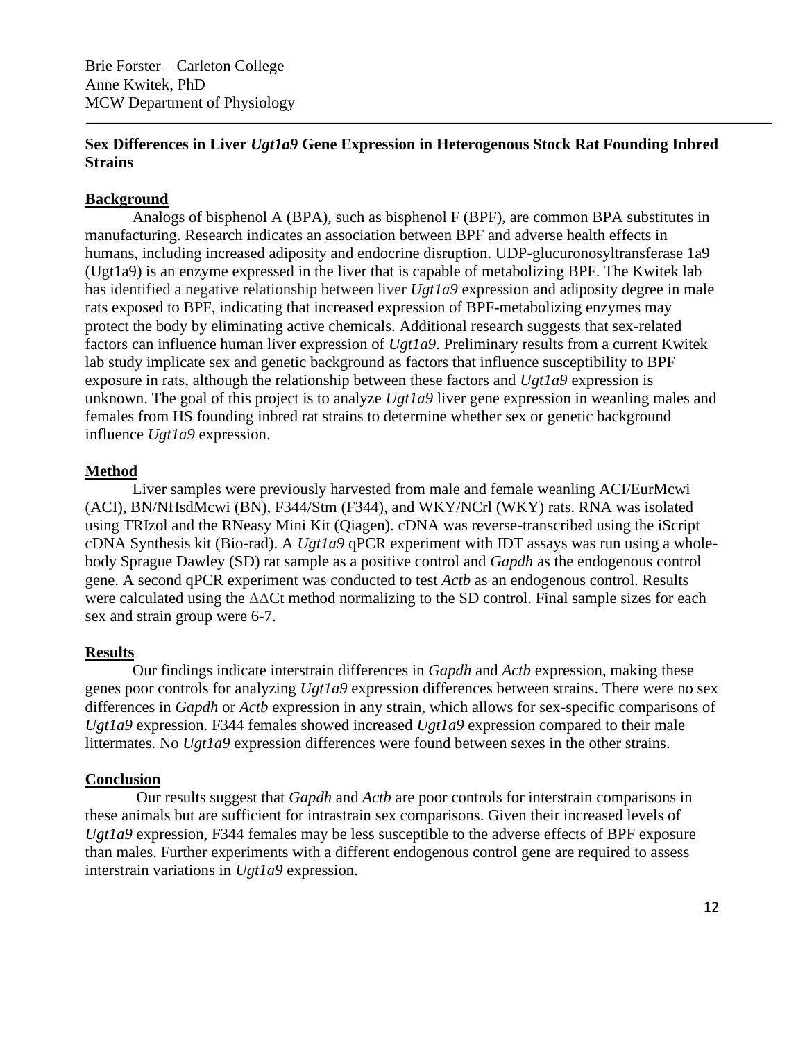Brie Forster – Carleton College
Anne Kwitek, PhD
MCW Department of Physiology

---

## Sex Differences in Liver *Ugt1a9* Gene Expression in Heterogenous Stock Rat Founding Inbred Strains

### Background

Analogs of bisphenol A (BPA), such as bisphenol F (BPF), are common BPA substitutes in manufacturing. Research indicates an association between BPF and adverse health effects in humans, including increased adiposity and endocrine disruption. UDP-glucuronosyltransferase 1a9 (Ugt1a9) is an enzyme expressed in the liver that is capable of metabolizing BPF. The Kwitek lab has identified a negative relationship between liver *Ugt1a9* expression and adiposity degree in male rats exposed to BPF, indicating that increased expression of BPF-metabolizing enzymes may protect the body by eliminating active chemicals. Additional research suggests that sex-related factors can influence human liver expression of *Ugt1a9*. Preliminary results from a current Kwitek lab study implicate sex and genetic background as factors that influence susceptibility to BPF exposure in rats, although the relationship between these factors and *Ugt1a9* expression is unknown. The goal of this project is to analyze *Ugt1a9* liver gene expression in weanling males and females from HS founding inbred rat strains to determine whether sex or genetic background influence *Ugt1a9* expression.

### Method

Liver samples were previously harvested from male and female weanling ACI/EurMcwi (ACI), BN/NHsdMcwi (BN), F344/Stm (F344), and WKY/NCrl (WKY) rats. RNA was isolated using TRIzol and the RNeasy Mini Kit (Qiagen). cDNA was reverse-transcribed using the iScript cDNA Synthesis kit (Bio-rad). A *Ugt1a9* qPCR experiment with IDT assays was run using a whole-body Sprague Dawley (SD) rat sample as a positive control and *Gapdh* as the endogenous control gene. A second qPCR experiment was conducted to test *Actb* as an endogenous control. Results were calculated using the ΔΔCt method normalizing to the SD control. Final sample sizes for each sex and strain group were 6-7.

### Results

Our findings indicate interstrain differences in *Gapdh* and *Actb* expression, making these genes poor controls for analyzing *Ugt1a9* expression differences between strains. There were no sex differences in *Gapdh* or *Actb* expression in any strain, which allows for sex-specific comparisons of *Ugt1a9* expression. F344 females showed increased *Ugt1a9* expression compared to their male littermates. No *Ugt1a9* expression differences were found between sexes in the other strains.

### Conclusion

Our results suggest that *Gapdh* and *Actb* are poor controls for interstrain comparisons in these animals but are sufficient for intrastrain sex comparisons. Given their increased levels of *Ugt1a9* expression, F344 females may be less susceptible to the adverse effects of BPF exposure than males. Further experiments with a different endogenous control gene are required to assess interstrain variations in *Ugt1a9* expression.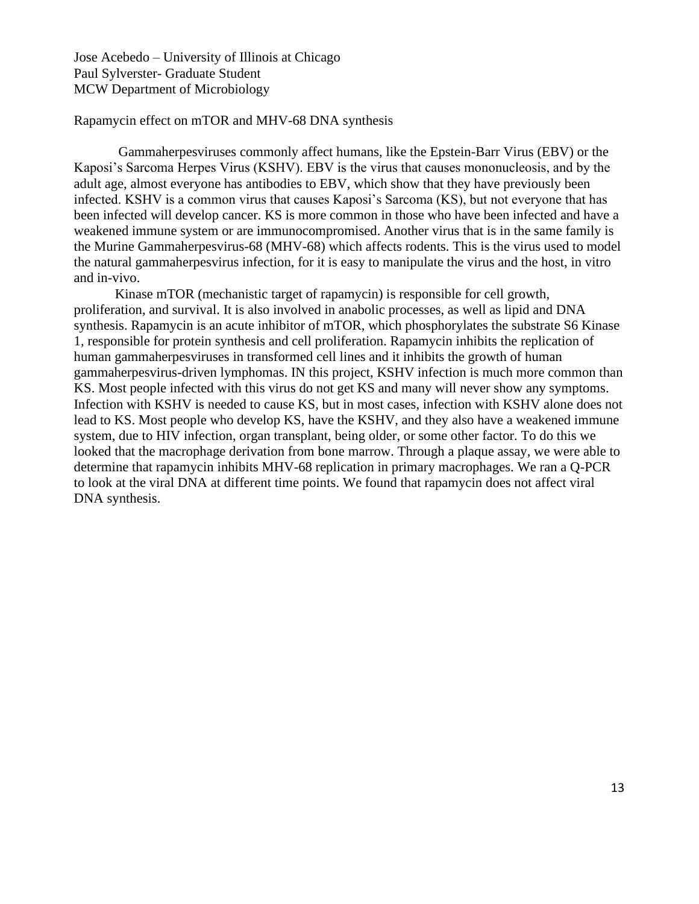Jose Acebedo – University of Illinois at Chicago
Paul Sylverster- Graduate Student
MCW Department of Microbiology

Rapamycin effect on mTOR and MHV-68 DNA synthesis

Gammaherpesviruses commonly affect humans, like the Epstein-Barr Virus (EBV) or the Kaposi's Sarcoma Herpes Virus (KSHV). EBV is the virus that causes mononucleosis, and by the adult age, almost everyone has antibodies to EBV, which show that they have previously been infected. KSHV is a common virus that causes Kaposi's Sarcoma (KS), but not everyone that has been infected will develop cancer. KS is more common in those who have been infected and have a weakened immune system or are immunocompromised. Another virus that is in the same family is the Murine Gammaherpesvirus-68 (MHV-68) which affects rodents. This is the virus used to model the natural gammaherpesvirus infection, for it is easy to manipulate the virus and the host, in vitro and in-vivo.

Kinase mTOR (mechanistic target of rapamycin) is responsible for cell growth, proliferation, and survival. It is also involved in anabolic processes, as well as lipid and DNA synthesis. Rapamycin is an acute inhibitor of mTOR, which phosphorylates the substrate S6 Kinase 1, responsible for protein synthesis and cell proliferation. Rapamycin inhibits the replication of human gammaherpesviruses in transformed cell lines and it inhibits the growth of human gammaherpesvirus-driven lymphomas. IN this project, KSHV infection is much more common than KS. Most people infected with this virus do not get KS and many will never show any symptoms. Infection with KSHV is needed to cause KS, but in most cases, infection with KSHV alone does not lead to KS. Most people who develop KS, have the KSHV, and they also have a weakened immune system, due to HIV infection, organ transplant, being older, or some other factor. To do this we looked that the macrophage derivation from bone marrow. Through a plaque assay, we were able to determine that rapamycin inhibits MHV-68 replication in primary macrophages. We ran a Q-PCR to look at the viral DNA at different time points. We found that rapamycin does not affect viral DNA synthesis.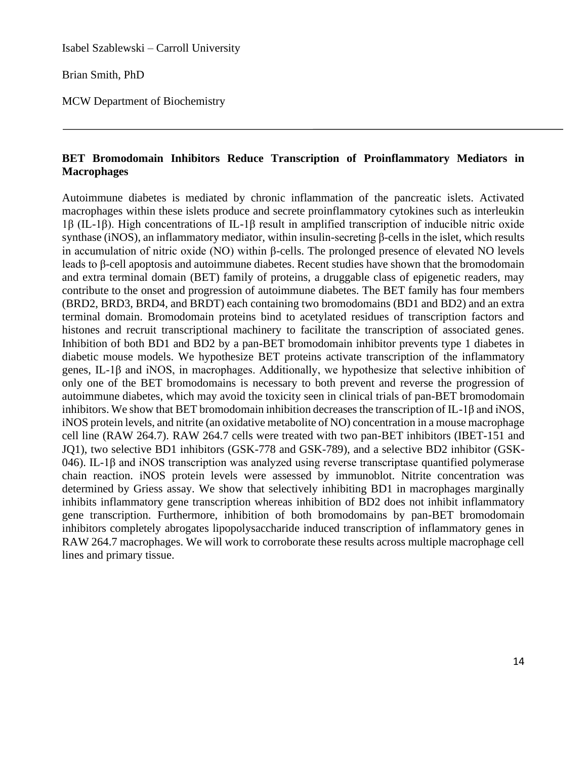Isabel Szablewski – Carroll University

Brian Smith, PhD

MCW Department of Biochemistry

---

**BET Bromodomain Inhibitors Reduce Transcription of Proinflammatory Mediators in Macrophages**

Autoimmune diabetes is mediated by chronic inflammation of the pancreatic islets. Activated macrophages within these islets produce and secrete proinflammatory cytokines such as interleukin 1β (IL-1β). High concentrations of IL-1β result in amplified transcription of inducible nitric oxide synthase (iNOS), an inflammatory mediator, within insulin-secreting β-cells in the islet, which results in accumulation of nitric oxide (NO) within β-cells. The prolonged presence of elevated NO levels leads to β-cell apoptosis and autoimmune diabetes. Recent studies have shown that the bromodomain and extra terminal domain (BET) family of proteins, a druggable class of epigenetic readers, may contribute to the onset and progression of autoimmune diabetes. The BET family has four members (BRD2, BRD3, BRD4, and BRDT) each containing two bromodomains (BD1 and BD2) and an extra terminal domain. Bromodomain proteins bind to acetylated residues of transcription factors and histones and recruit transcriptional machinery to facilitate the transcription of associated genes. Inhibition of both BD1 and BD2 by a pan-BET bromodomain inhibitor prevents type 1 diabetes in diabetic mouse models. We hypothesize BET proteins activate transcription of the inflammatory genes, IL-1β and iNOS, in macrophages. Additionally, we hypothesize that selective inhibition of only one of the BET bromodomains is necessary to both prevent and reverse the progression of autoimmune diabetes, which may avoid the toxicity seen in clinical trials of pan-BET bromodomain inhibitors. We show that BET bromodomain inhibition decreases the transcription of IL-1β and iNOS, iNOS protein levels, and nitrite (an oxidative metabolite of NO) concentration in a mouse macrophage cell line (RAW 264.7). RAW 264.7 cells were treated with two pan-BET inhibitors (IBET-151 and JQ1), two selective BD1 inhibitors (GSK-778 and GSK-789), and a selective BD2 inhibitor (GSK-046). IL-1β and iNOS transcription was analyzed using reverse transcriptase quantified polymerase chain reaction. iNOS protein levels were assessed by immunoblot. Nitrite concentration was determined by Griess assay. We show that selectively inhibiting BD1 in macrophages marginally inhibits inflammatory gene transcription whereas inhibition of BD2 does not inhibit inflammatory gene transcription. Furthermore, inhibition of both bromodomains by pan-BET bromodomain inhibitors completely abrogates lipopolysaccharide induced transcription of inflammatory genes in RAW 264.7 macrophages. We will work to corroborate these results across multiple macrophage cell lines and primary tissue.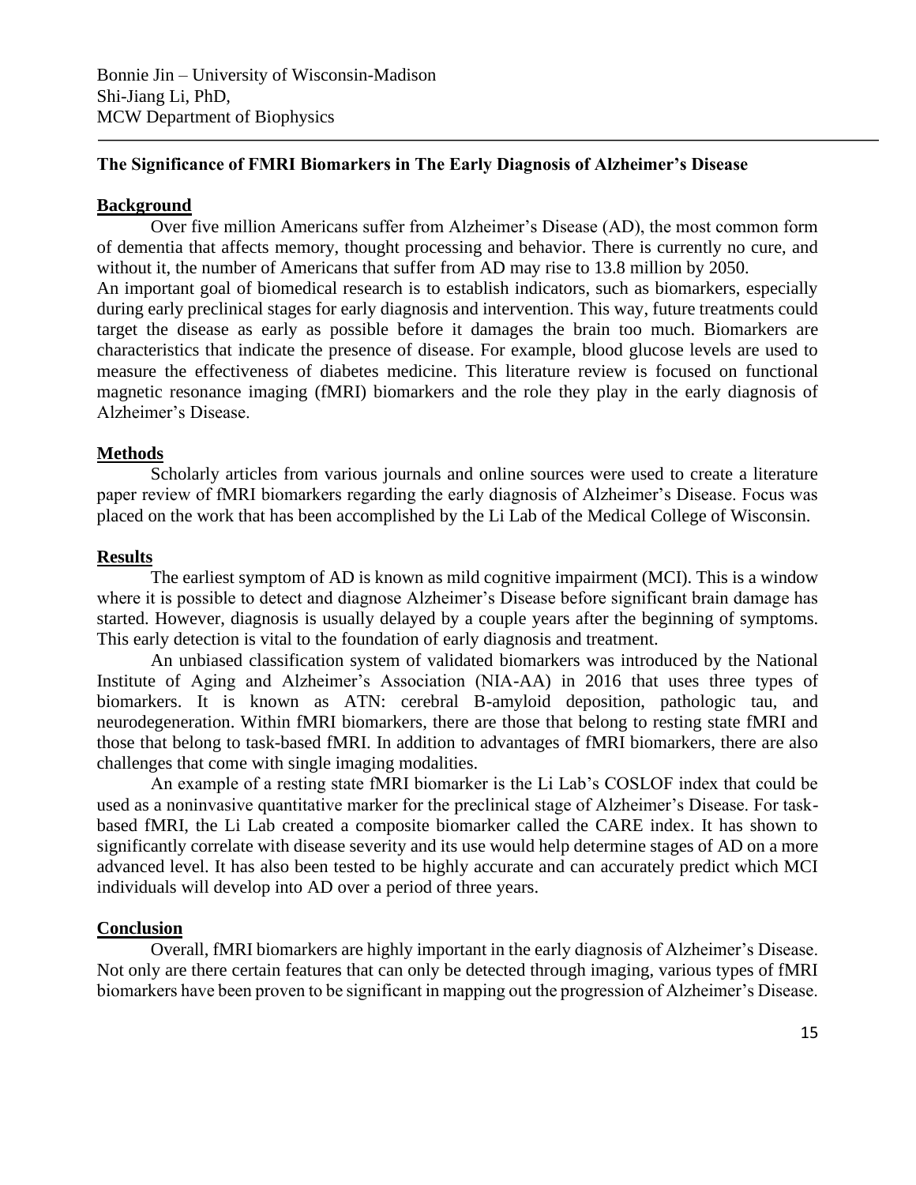Bonnie Jin – University of Wisconsin-Madison
Shi-Jiang Li, PhD,
MCW Department of Biophysics

---

### The Significance of FMRI Biomarkers in The Early Diagnosis of Alzheimer's Disease

**Background**

Over five million Americans suffer from Alzheimer's Disease (AD), the most common form of dementia that affects memory, thought processing and behavior. There is currently no cure, and without it, the number of Americans that suffer from AD may rise to 13.8 million by 2050.
An important goal of biomedical research is to establish indicators, such as biomarkers, especially during early preclinical stages for early diagnosis and intervention. This way, future treatments could target the disease as early as possible before it damages the brain too much. Biomarkers are characteristics that indicate the presence of disease. For example, blood glucose levels are used to measure the effectiveness of diabetes medicine. This literature review is focused on functional magnetic resonance imaging (fMRI) biomarkers and the role they play in the early diagnosis of Alzheimer's Disease.

**Methods**

Scholarly articles from various journals and online sources were used to create a literature paper review of fMRI biomarkers regarding the early diagnosis of Alzheimer's Disease. Focus was placed on the work that has been accomplished by the Li Lab of the Medical College of Wisconsin.

**Results**

The earliest symptom of AD is known as mild cognitive impairment (MCI). This is a window where it is possible to detect and diagnose Alzheimer's Disease before significant brain damage has started. However, diagnosis is usually delayed by a couple years after the beginning of symptoms. This early detection is vital to the foundation of early diagnosis and treatment.

An unbiased classification system of validated biomarkers was introduced by the National Institute of Aging and Alzheimer's Association (NIA-AA) in 2016 that uses three types of biomarkers. It is known as ATN: cerebral B-amyloid deposition, pathologic tau, and neurodegeneration. Within fMRI biomarkers, there are those that belong to resting state fMRI and those that belong to task-based fMRI. In addition to advantages of fMRI biomarkers, there are also challenges that come with single imaging modalities.

An example of a resting state fMRI biomarker is the Li Lab's COSLOF index that could be used as a noninvasive quantitative marker for the preclinical stage of Alzheimer's Disease. For task-based fMRI, the Li Lab created a composite biomarker called the CARE index. It has shown to significantly correlate with disease severity and its use would help determine stages of AD on a more advanced level. It has also been tested to be highly accurate and can accurately predict which MCI individuals will develop into AD over a period of three years.

**Conclusion**

Overall, fMRI biomarkers are highly important in the early diagnosis of Alzheimer's Disease. Not only are there certain features that can only be detected through imaging, various types of fMRI biomarkers have been proven to be significant in mapping out the progression of Alzheimer's Disease.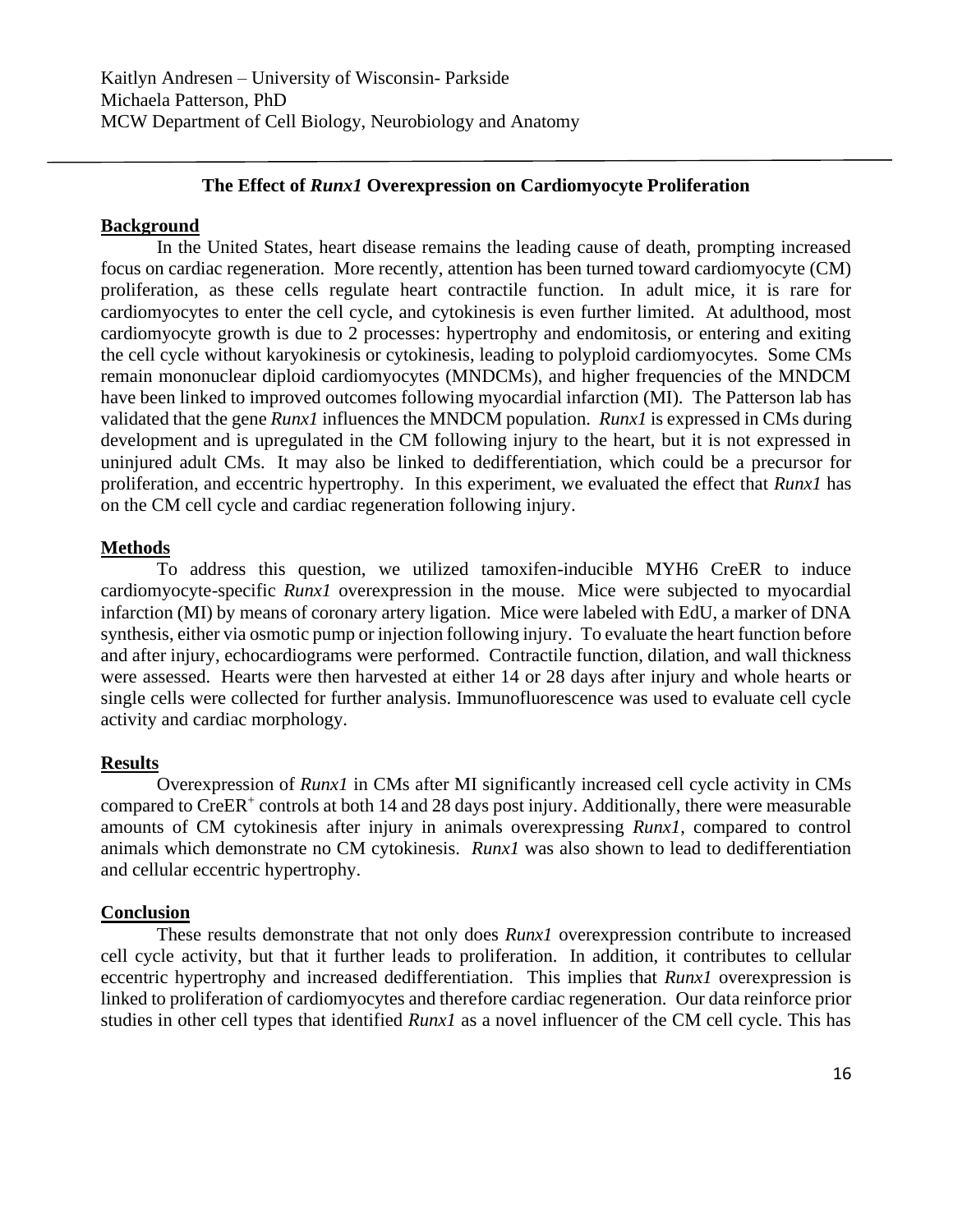Kaitlyn Andresen – University of Wisconsin- Parkside
Michaela Patterson, PhD
MCW Department of Cell Biology, Neurobiology and Anatomy

---

## The Effect of *Runx1* Overexpression on Cardiomyocyte Proliferation

### Background

In the United States, heart disease remains the leading cause of death, prompting increased focus on cardiac regeneration. More recently, attention has been turned toward cardiomyocyte (CM) proliferation, as these cells regulate heart contractile function. In adult mice, it is rare for cardiomyocytes to enter the cell cycle, and cytokinesis is even further limited. At adulthood, most cardiomyocyte growth is due to 2 processes: hypertrophy and endomitosis, or entering and exiting the cell cycle without karyokinesis or cytokinesis, leading to polyploid cardiomyocytes. Some CMs remain mononuclear diploid cardiomyocytes (MNDCMs), and higher frequencies of the MNDCM have been linked to improved outcomes following myocardial infarction (MI). The Patterson lab has validated that the gene *Runx1* influences the MNDCM population. *Runx1* is expressed in CMs during development and is upregulated in the CM following injury to the heart, but it is not expressed in uninjured adult CMs. It may also be linked to dedifferentiation, which could be a precursor for proliferation, and eccentric hypertrophy. In this experiment, we evaluated the effect that *Runx1* has on the CM cell cycle and cardiac regeneration following injury.

### Methods

To address this question, we utilized tamoxifen-inducible MYH6 CreER to induce cardiomyocyte-specific *Runx1* overexpression in the mouse. Mice were subjected to myocardial infarction (MI) by means of coronary artery ligation. Mice were labeled with EdU, a marker of DNA synthesis, either via osmotic pump or injection following injury. To evaluate the heart function before and after injury, echocardiograms were performed. Contractile function, dilation, and wall thickness were assessed. Hearts were then harvested at either 14 or 28 days after injury and whole hearts or single cells were collected for further analysis. Immunofluorescence was used to evaluate cell cycle activity and cardiac morphology.

### Results

Overexpression of *Runx1* in CMs after MI significantly increased cell cycle activity in CMs compared to $CreER^{+}$ controls at both 14 and 28 days post injury. Additionally, there were measurable amounts of CM cytokinesis after injury in animals overexpressing *Runx1*, compared to control animals which demonstrate no CM cytokinesis. *Runx1* was also shown to lead to dedifferentiation and cellular eccentric hypertrophy.

### Conclusion

These results demonstrate that not only does *Runx1* overexpression contribute to increased cell cycle activity, but that it further leads to proliferation. In addition, it contributes to cellular eccentric hypertrophy and increased dedifferentiation. This implies that *Runx1* overexpression is linked to proliferation of cardiomyocytes and therefore cardiac regeneration. Our data reinforce prior studies in other cell types that identified *Runx1* as a novel influencer of the CM cell cycle. This has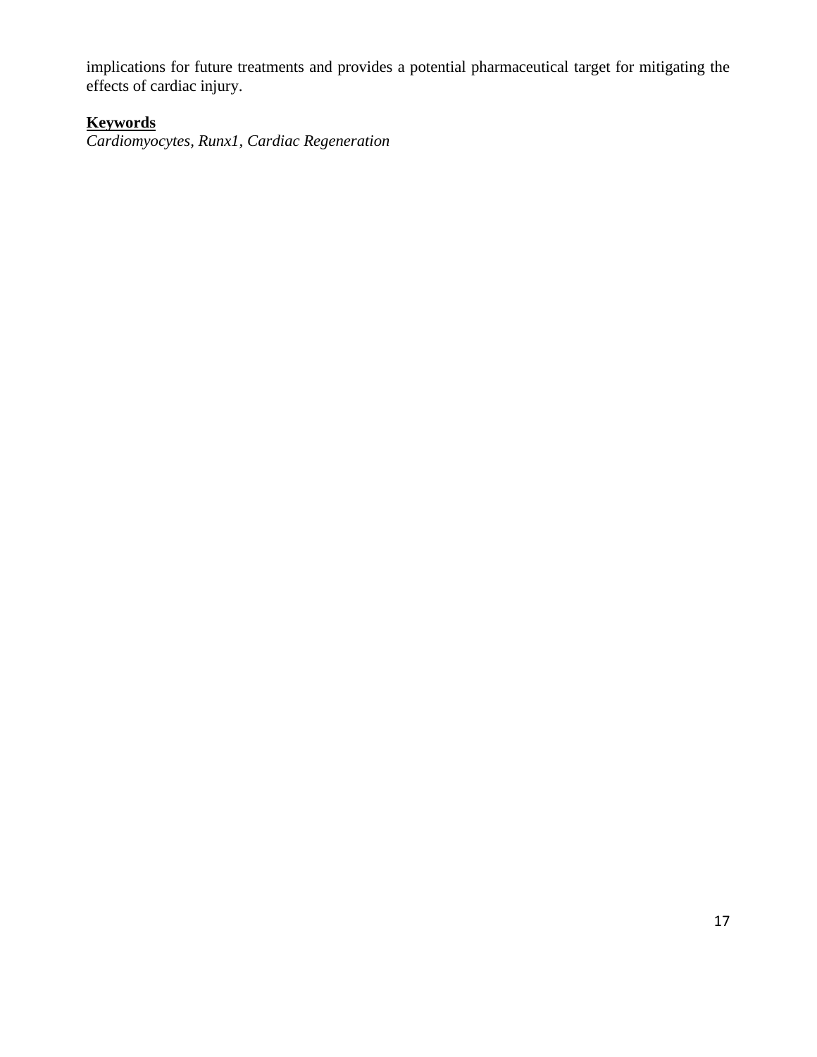implications for future treatments and provides a potential pharmaceutical target for mitigating the effects of cardiac injury.

**Keywords**

*Cardiomyocytes, Runx1, Cardiac Regeneration*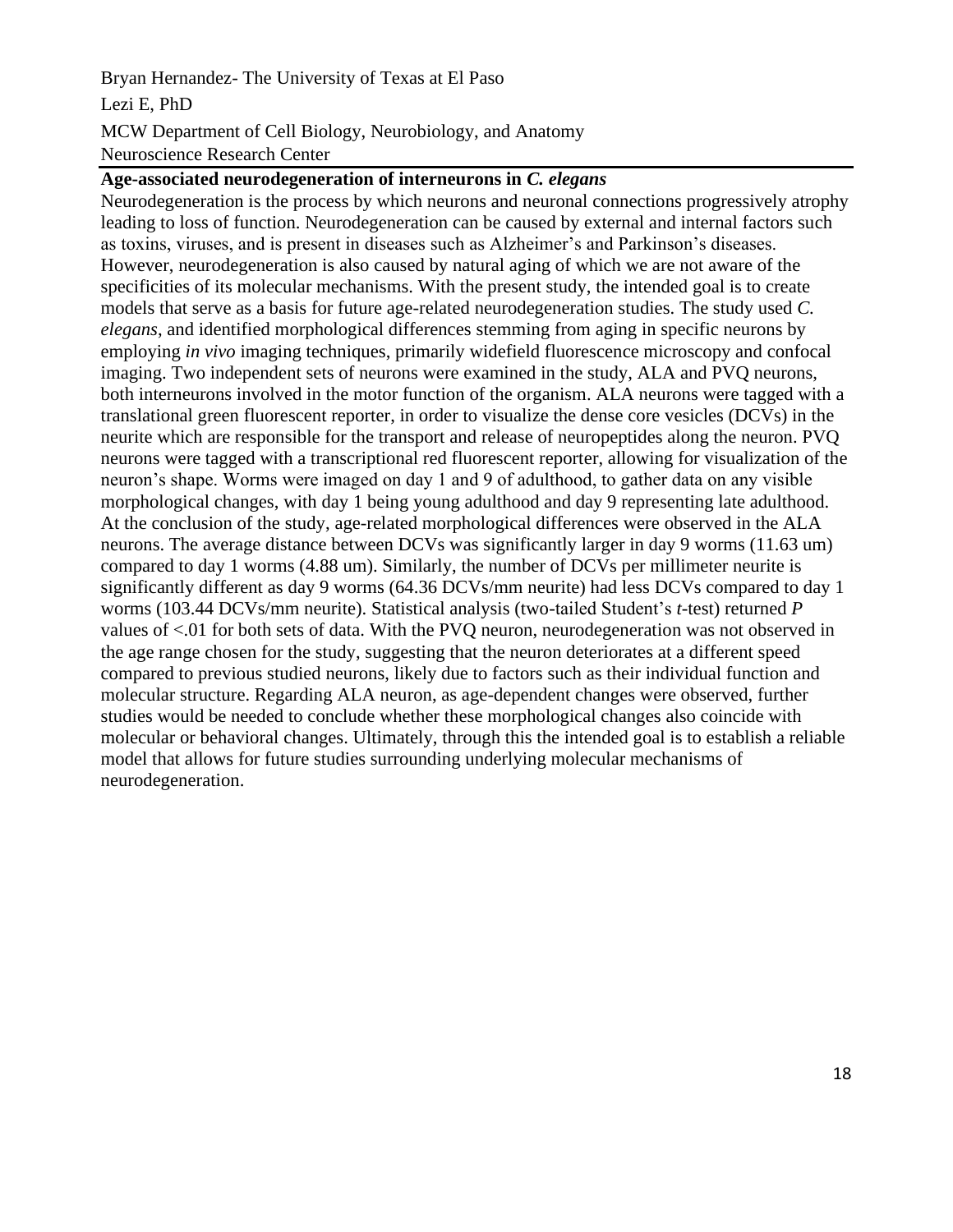Bryan Hernandez- The University of Texas at El Paso

Lezi E, PhD

MCW Department of Cell Biology, Neurobiology, and Anatomy
Neuroscience Research Center

**Age-associated neurodegeneration of interneurons in *C. elegans***

Neurodegeneration is the process by which neurons and neuronal connections progressively atrophy leading to loss of function. Neurodegeneration can be caused by external and internal factors such as toxins, viruses, and is present in diseases such as Alzheimer's and Parkinson's diseases. However, neurodegeneration is also caused by natural aging of which we are not aware of the specificities of its molecular mechanisms. With the present study, the intended goal is to create models that serve as a basis for future age-related neurodegeneration studies. The study used *C. elegans*, and identified morphological differences stemming from aging in specific neurons by employing *in vivo* imaging techniques, primarily widefield fluorescence microscopy and confocal imaging. Two independent sets of neurons were examined in the study, ALA and PVQ neurons, both interneurons involved in the motor function of the organism. ALA neurons were tagged with a translational green fluorescent reporter, in order to visualize the dense core vesicles (DCVs) in the neurite which are responsible for the transport and release of neuropeptides along the neuron. PVQ neurons were tagged with a transcriptional red fluorescent reporter, allowing for visualization of the neuron's shape. Worms were imaged on day 1 and 9 of adulthood, to gather data on any visible morphological changes, with day 1 being young adulthood and day 9 representing late adulthood. At the conclusion of the study, age-related morphological differences were observed in the ALA neurons. The average distance between DCVs was significantly larger in day 9 worms (11.63 um) compared to day 1 worms (4.88 um). Similarly, the number of DCVs per millimeter neurite is significantly different as day 9 worms (64.36 DCVs/mm neurite) had less DCVs compared to day 1 worms (103.44 DCVs/mm neurite). Statistical analysis (two-tailed Student's *t*-test) returned *P* values of <.01 for both sets of data. With the PVQ neuron, neurodegeneration was not observed in the age range chosen for the study, suggesting that the neuron deteriorates at a different speed compared to previous studied neurons, likely due to factors such as their individual function and molecular structure. Regarding ALA neuron, as age-dependent changes were observed, further studies would be needed to conclude whether these morphological changes also coincide with molecular or behavioral changes. Ultimately, through this the intended goal is to establish a reliable model that allows for future studies surrounding underlying molecular mechanisms of neurodegeneration.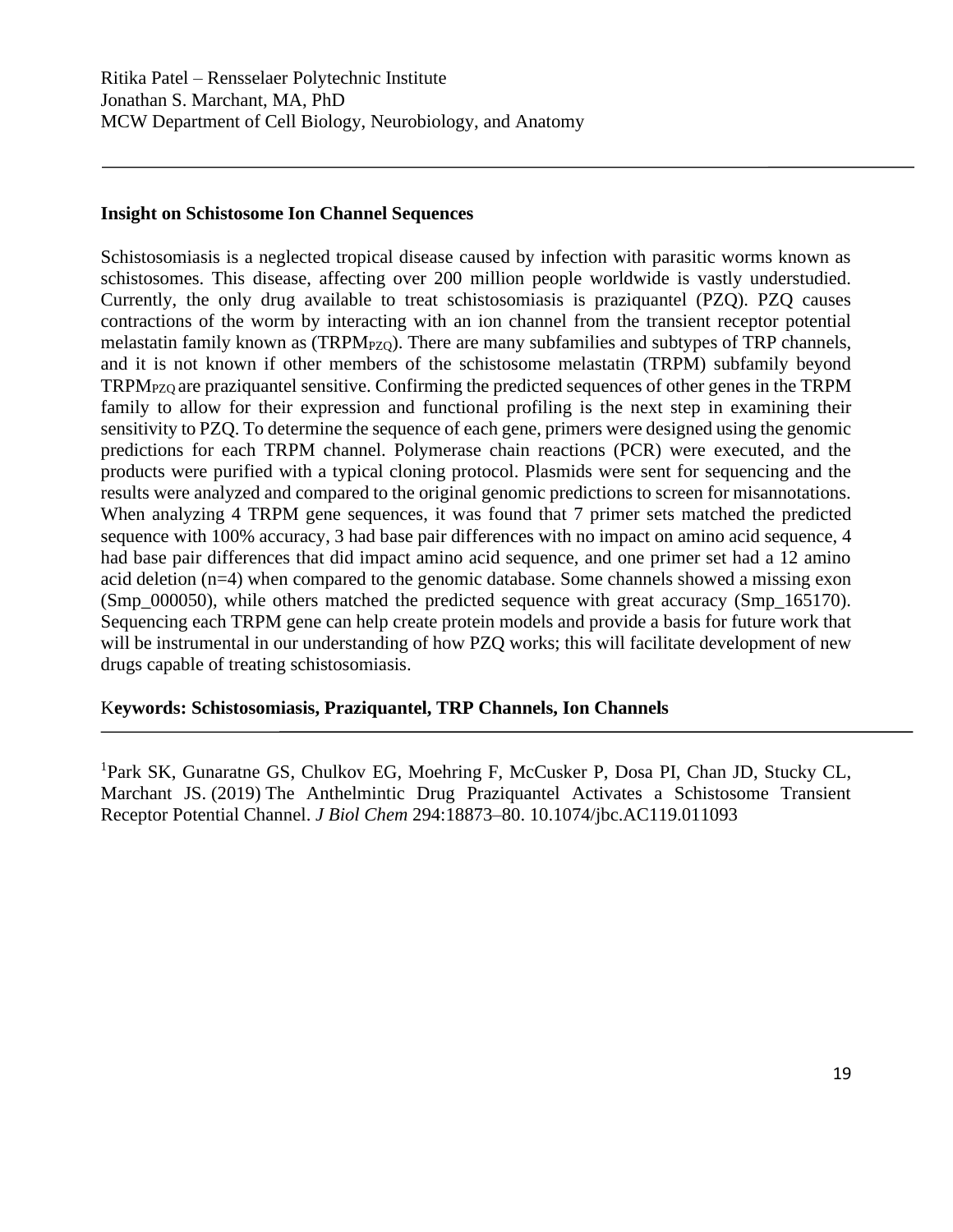Ritika Patel – Rensselaer Polytechnic Institute
Jonathan S. Marchant, MA, PhD
MCW Department of Cell Biology, Neurobiology, and Anatomy

---

**Insight on Schistosome Ion Channel Sequences**

Schistosomiasis is a neglected tropical disease caused by infection with parasitic worms known as schistosomes. This disease, affecting over 200 million people worldwide is vastly understudied. Currently, the only drug available to treat schistosomiasis is praziquantel (PZQ). PZQ causes contractions of the worm by interacting with an ion channel from the transient receptor potential melastatin family known as ($TRPM_{PZQ}$). There are many subfamilies and subtypes of TRP channels, and it is not known if other members of the schistosome melastatin (TRPM) subfamily beyond $TRPM_{PZQ}$ are praziquantel sensitive. Confirming the predicted sequences of other genes in the TRPM family to allow for their expression and functional profiling is the next step in examining their sensitivity to PZQ. To determine the sequence of each gene, primers were designed using the genomic predictions for each TRPM channel. Polymerase chain reactions (PCR) were executed, and the products were purified with a typical cloning protocol. Plasmids were sent for sequencing and the results were analyzed and compared to the original genomic predictions to screen for misannotations. When analyzing 4 TRPM gene sequences, it was found that 7 primer sets matched the predicted sequence with 100% accuracy, 3 had base pair differences with no impact on amino acid sequence, 4 had base pair differences that did impact amino acid sequence, and one primer set had a 12 amino acid deletion (n=4) when compared to the genomic database. Some channels showed a missing exon (Smp_000050), while others matched the predicted sequence with great accuracy (Smp_165170). Sequencing each TRPM gene can help create protein models and provide a basis for future work that will be instrumental in our understanding of how PZQ works; this will facilitate development of new drugs capable of treating schistosomiasis.

**Keywords: Schistosomiasis, Praziquantel, TRP Channels, Ion Channels**

---

[1]Park SK, Gunaratne GS, Chulkov EG, Moehring F, McCusker P, Dosa PI, Chan JD, Stucky CL, Marchant JS. (2019) The Anthelmintic Drug Praziquantel Activates a Schistosome Transient Receptor Potential Channel. *J Biol Chem* 294:18873–80. 10.1074/jbc.AC119.011093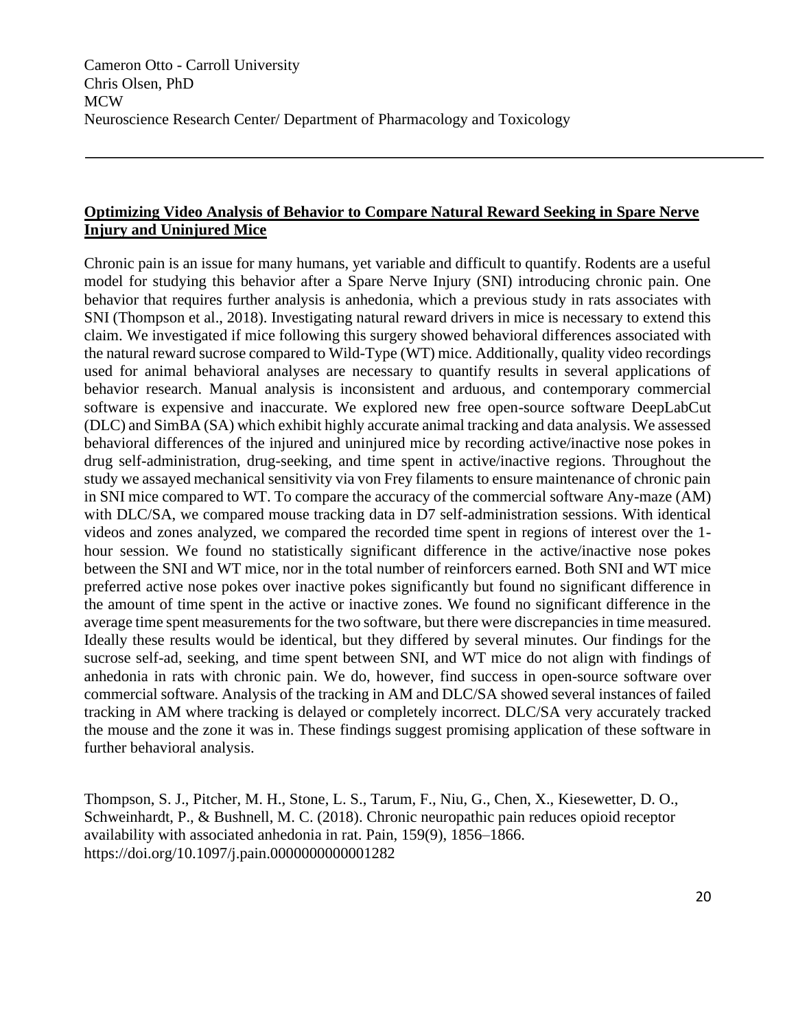Cameron Otto - Carroll University
Chris Olsen, PhD
MCW
Neuroscience Research Center/ Department of Pharmacology and Toxicology

---

**Optimizing Video Analysis of Behavior to Compare Natural Reward Seeking in Spare Nerve Injury and Uninjured Mice**

Chronic pain is an issue for many humans, yet variable and difficult to quantify. Rodents are a useful model for studying this behavior after a Spare Nerve Injury (SNI) introducing chronic pain. One behavior that requires further analysis is anhedonia, which a previous study in rats associates with SNI (Thompson et al., 2018). Investigating natural reward drivers in mice is necessary to extend this claim. We investigated if mice following this surgery showed behavioral differences associated with the natural reward sucrose compared to Wild-Type (WT) mice. Additionally, quality video recordings used for animal behavioral analyses are necessary to quantify results in several applications of behavior research. Manual analysis is inconsistent and arduous, and contemporary commercial software is expensive and inaccurate. We explored new free open-source software DeepLabCut (DLC) and SimBA (SA) which exhibit highly accurate animal tracking and data analysis. We assessed behavioral differences of the injured and uninjured mice by recording active/inactive nose pokes in drug self-administration, drug-seeking, and time spent in active/inactive regions. Throughout the study we assayed mechanical sensitivity via von Frey filaments to ensure maintenance of chronic pain in SNI mice compared to WT. To compare the accuracy of the commercial software Any-maze (AM) with DLC/SA, we compared mouse tracking data in D7 self-administration sessions. With identical videos and zones analyzed, we compared the recorded time spent in regions of interest over the 1-hour session. We found no statistically significant difference in the active/inactive nose pokes between the SNI and WT mice, nor in the total number of reinforcers earned. Both SNI and WT mice preferred active nose pokes over inactive pokes significantly but found no significant difference in the amount of time spent in the active or inactive zones. We found no significant difference in the average time spent measurements for the two software, but there were discrepancies in time measured. Ideally these results would be identical, but they differed by several minutes. Our findings for the sucrose self-ad, seeking, and time spent between SNI, and WT mice do not align with findings of anhedonia in rats with chronic pain. We do, however, find success in open-source software over commercial software. Analysis of the tracking in AM and DLC/SA showed several instances of failed tracking in AM where tracking is delayed or completely incorrect. DLC/SA very accurately tracked the mouse and the zone it was in. These findings suggest promising application of these software in further behavioral analysis.

Thompson, S. J., Pitcher, M. H., Stone, L. S., Tarum, F., Niu, G., Chen, X., Kiesewetter, D. O., Schweinhardt, P., & Bushnell, M. C. (2018). Chronic neuropathic pain reduces opioid receptor availability with associated anhedonia in rat. Pain, 159(9), 1856–1866. https://doi.org/10.1097/j.pain.0000000000001282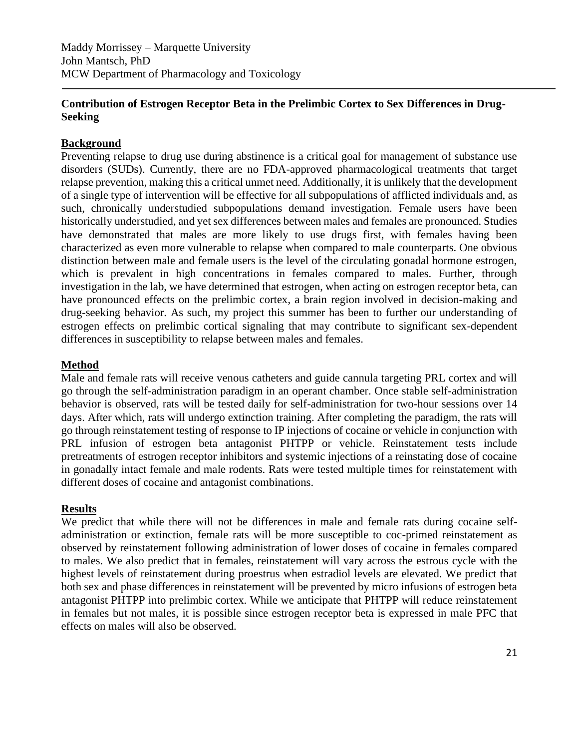Maddy Morrissey – Marquette University
John Mantsch, PhD
MCW Department of Pharmacology and Toxicology

---

**Contribution of Estrogen Receptor Beta in the Prelimbic Cortex to Sex Differences in Drug-Seeking**

**Background**

Preventing relapse to drug use during abstinence is a critical goal for management of substance use disorders (SUDs). Currently, there are no FDA-approved pharmacological treatments that target relapse prevention, making this a critical unmet need. Additionally, it is unlikely that the development of a single type of intervention will be effective for all subpopulations of afflicted individuals and, as such, chronically understudied subpopulations demand investigation. Female users have been historically understudied, and yet sex differences between males and females are pronounced. Studies have demonstrated that males are more likely to use drugs first, with females having been characterized as even more vulnerable to relapse when compared to male counterparts. One obvious distinction between male and female users is the level of the circulating gonadal hormone estrogen, which is prevalent in high concentrations in females compared to males. Further, through investigation in the lab, we have determined that estrogen, when acting on estrogen receptor beta, can have pronounced effects on the prelimbic cortex, a brain region involved in decision-making and drug-seeking behavior. As such, my project this summer has been to further our understanding of estrogen effects on prelimbic cortical signaling that may contribute to significant sex-dependent differences in susceptibility to relapse between males and females.

**Method**

Male and female rats will receive venous catheters and guide cannula targeting PRL cortex and will go through the self-administration paradigm in an operant chamber. Once stable self-administration behavior is observed, rats will be tested daily for self-administration for two-hour sessions over 14 days. After which, rats will undergo extinction training. After completing the paradigm, the rats will go through reinstatement testing of response to IP injections of cocaine or vehicle in conjunction with PRL infusion of estrogen beta antagonist PHTPP or vehicle. Reinstatement tests include pretreatments of estrogen receptor inhibitors and systemic injections of a reinstating dose of cocaine in gonadally intact female and male rodents. Rats were tested multiple times for reinstatement with different doses of cocaine and antagonist combinations.

**Results**

We predict that while there will not be differences in male and female rats during cocaine self-administration or extinction, female rats will be more susceptible to coc-primed reinstatement as observed by reinstatement following administration of lower doses of cocaine in females compared to males. We also predict that in females, reinstatement will vary across the estrous cycle with the highest levels of reinstatement during proestrus when estradiol levels are elevated. We predict that both sex and phase differences in reinstatement will be prevented by micro infusions of estrogen beta antagonist PHTPP into prelimbic cortex. While we anticipate that PHTPP will reduce reinstatement in females but not males, it is possible since estrogen receptor beta is expressed in male PFC that effects on males will also be observed.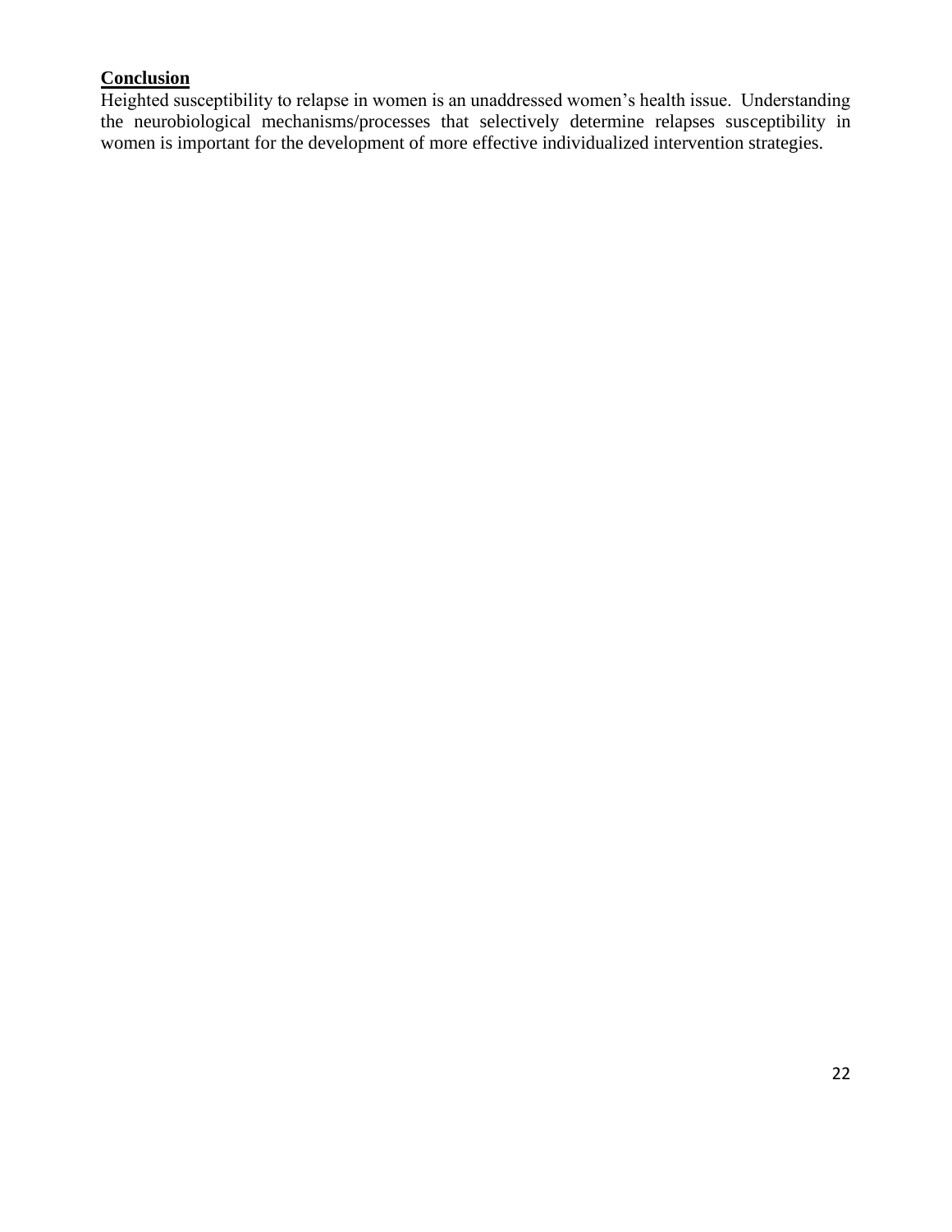## Conclusion

Heighted susceptibility to relapse in women is an unaddressed women's health issue. Understanding the neurobiological mechanisms/processes that selectively determine relapses susceptibility in women is important for the development of more effective individualized intervention strategies.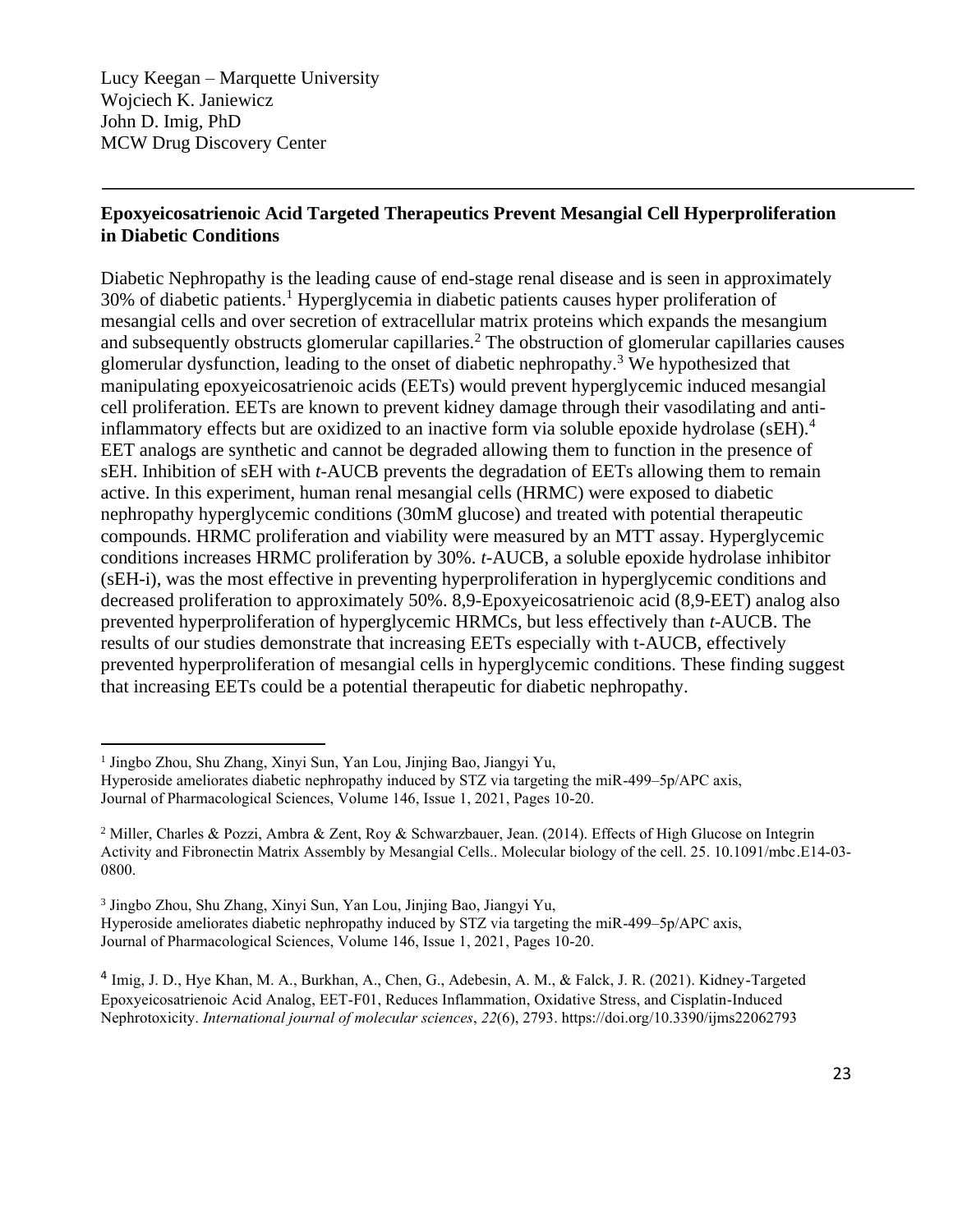Lucy Keegan – Marquette University
Wojciech K. Janiewicz
John D. Imig, PhD
MCW Drug Discovery Center

---

**Epoxyeicosatrienoic Acid Targeted Therapeutics Prevent Mesangial Cell Hyperproliferation in Diabetic Conditions**

Diabetic Nephropathy is the leading cause of end-stage renal disease and is seen in approximately 30% of diabetic patients.[1] Hyperglycemia in diabetic patients causes hyper proliferation of mesangial cells and over secretion of extracellular matrix proteins which expands the mesangium and subsequently obstructs glomerular capillaries.[2] The obstruction of glomerular capillaries causes glomerular dysfunction, leading to the onset of diabetic nephropathy.[3] We hypothesized that manipulating epoxyeicosatrienoic acids (EETs) would prevent hyperglycemic induced mesangial cell proliferation. EETs are known to prevent kidney damage through their vasodilating and anti-inflammatory effects but are oxidized to an inactive form via soluble epoxide hydrolase (sEH).[4] EET analogs are synthetic and cannot be degraded allowing them to function in the presence of sEH. Inhibition of sEH with *t*-AUCB prevents the degradation of EETs allowing them to remain active. In this experiment, human renal mesangial cells (HRMC) were exposed to diabetic nephropathy hyperglycemic conditions (30mM glucose) and treated with potential therapeutic compounds. HRMC proliferation and viability were measured by an MTT assay. Hyperglycemic conditions increases HRMC proliferation by 30%. *t*-AUCB, a soluble epoxide hydrolase inhibitor (sEH-i), was the most effective in preventing hyperproliferation in hyperglycemic conditions and decreased proliferation to approximately 50%. 8,9-Epoxyeicosatrienoic acid (8,9-EET) analog also prevented hyperproliferation of hyperglycemic HRMCs, but less effectively than *t*-AUCB. The results of our studies demonstrate that increasing EETs especially with t-AUCB, effectively prevented hyperproliferation of mesangial cells in hyperglycemic conditions. These finding suggest that increasing EETs could be a potential therapeutic for diabetic nephropathy.

---

[1] Jingbo Zhou, Shu Zhang, Xinyi Sun, Yan Lou, Jinjing Bao, Jiangyi Yu,
Hyperoside ameliorates diabetic nephropathy induced by STZ via targeting the miR-499–5p/APC axis,
Journal of Pharmacological Sciences, Volume 146, Issue 1, 2021, Pages 10-20.

[2] Miller, Charles & Pozzi, Ambra & Zent, Roy & Schwarzbauer, Jean. (2014). Effects of High Glucose on Integrin Activity and Fibronectin Matrix Assembly by Mesangial Cells.. Molecular biology of the cell. 25. 10.1091/mbc.E14-03-0800.

[3] Jingbo Zhou, Shu Zhang, Xinyi Sun, Yan Lou, Jinjing Bao, Jiangyi Yu,
Hyperoside ameliorates diabetic nephropathy induced by STZ via targeting the miR-499–5p/APC axis,
Journal of Pharmacological Sciences, Volume 146, Issue 1, 2021, Pages 10-20.

[4] Imig, J. D., Hye Khan, M. A., Burkhan, A., Chen, G., Adebesin, A. M., & Falck, J. R. (2021). Kidney-Targeted Epoxyeicosatrienoic Acid Analog, EET-F01, Reduces Inflammation, Oxidative Stress, and Cisplatin-Induced Nephrotoxicity. *International journal of molecular sciences*, *22*(6), 2793. https://doi.org/10.3390/ijms22062793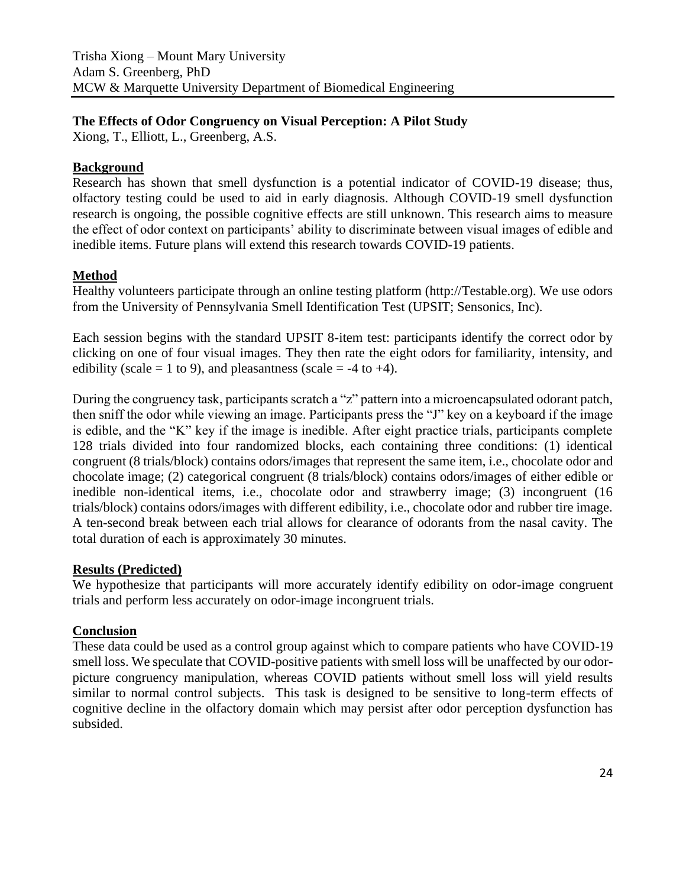Trisha Xiong – Mount Mary University
Adam S. Greenberg, PhD
MCW & Marquette University Department of Biomedical Engineering

**The Effects of Odor Congruency on Visual Perception: A Pilot Study**

Xiong, T., Elliott, L., Greenberg, A.S.

## Background

Research has shown that smell dysfunction is a potential indicator of COVID-19 disease; thus, olfactory testing could be used to aid in early diagnosis. Although COVID-19 smell dysfunction research is ongoing, the possible cognitive effects are still unknown. This research aims to measure the effect of odor context on participants' ability to discriminate between visual images of edible and inedible items. Future plans will extend this research towards COVID-19 patients.

## Method

Healthy volunteers participate through an online testing platform (http://Testable.org). We use odors from the University of Pennsylvania Smell Identification Test (UPSIT; Sensonics, Inc).

Each session begins with the standard UPSIT 8-item test: participants identify the correct odor by clicking on one of four visual images. They then rate the eight odors for familiarity, intensity, and edibility (scale = 1 to 9), and pleasantness (scale = -4 to +4).

During the congruency task, participants scratch a "z" pattern into a microencapsulated odorant patch, then sniff the odor while viewing an image. Participants press the "J" key on a keyboard if the image is edible, and the "K" key if the image is inedible. After eight practice trials, participants complete 128 trials divided into four randomized blocks, each containing three conditions: (1) identical congruent (8 trials/block) contains odors/images that represent the same item, i.e., chocolate odor and chocolate image; (2) categorical congruent (8 trials/block) contains odors/images of either edible or inedible non-identical items, i.e., chocolate odor and strawberry image; (3) incongruent (16 trials/block) contains odors/images with different edibility, i.e., chocolate odor and rubber tire image. A ten-second break between each trial allows for clearance of odorants from the nasal cavity. The total duration of each is approximately 30 minutes.

## Results (Predicted)

We hypothesize that participants will more accurately identify edibility on odor-image congruent trials and perform less accurately on odor-image incongruent trials.

## Conclusion

These data could be used as a control group against which to compare patients who have COVID-19 smell loss. We speculate that COVID-positive patients with smell loss will be unaffected by our odor-picture congruency manipulation, whereas COVID patients without smell loss will yield results similar to normal control subjects. This task is designed to be sensitive to long-term effects of cognitive decline in the olfactory domain which may persist after odor perception dysfunction has subsided.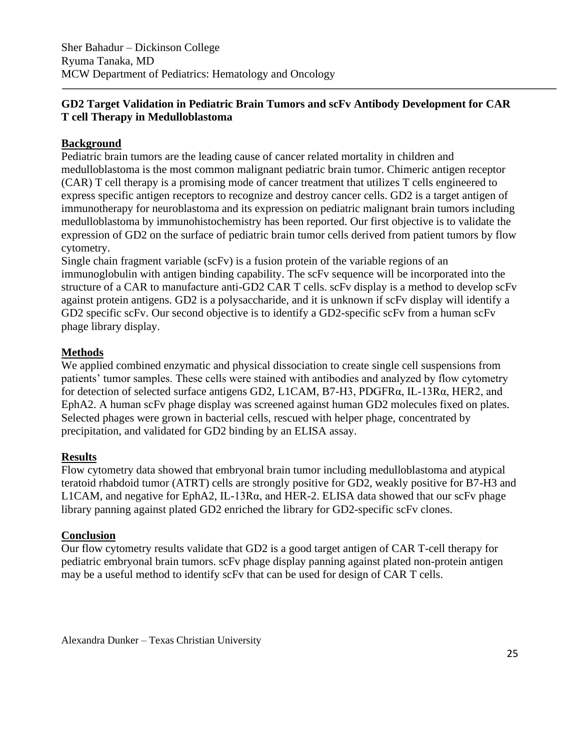Sher Bahadur – Dickinson College
Ryuma Tanaka, MD
MCW Department of Pediatrics: Hematology and Oncology

---

**GD2 Target Validation in Pediatric Brain Tumors and scFv Antibody Development for CAR T cell Therapy in Medulloblastoma**

**Background**

Pediatric brain tumors are the leading cause of cancer related mortality in children and medulloblastoma is the most common malignant pediatric brain tumor. Chimeric antigen receptor (CAR) T cell therapy is a promising mode of cancer treatment that utilizes T cells engineered to express specific antigen receptors to recognize and destroy cancer cells. GD2 is a target antigen of immunotherapy for neuroblastoma and its expression on pediatric malignant brain tumors including medulloblastoma by immunohistochemistry has been reported. Our first objective is to validate the expression of GD2 on the surface of pediatric brain tumor cells derived from patient tumors by flow cytometry.
Single chain fragment variable (scFv) is a fusion protein of the variable regions of an immunoglobulin with antigen binding capability. The scFv sequence will be incorporated into the structure of a CAR to manufacture anti-GD2 CAR T cells. scFv display is a method to develop scFv against protein antigens. GD2 is a polysaccharide, and it is unknown if scFv display will identify a GD2 specific scFv. Our second objective is to identify a GD2-specific scFv from a human scFv phage library display.

**Methods**

We applied combined enzymatic and physical dissociation to create single cell suspensions from patients' tumor samples. These cells were stained with antibodies and analyzed by flow cytometry for detection of selected surface antigens GD2, L1CAM, B7-H3, PDGFRα, IL-13Rα, HER2, and EphA2. A human scFv phage display was screened against human GD2 molecules fixed on plates. Selected phages were grown in bacterial cells, rescued with helper phage, concentrated by precipitation, and validated for GD2 binding by an ELISA assay.

**Results**

Flow cytometry data showed that embryonal brain tumor including medulloblastoma and atypical teratoid rhabdoid tumor (ATRT) cells are strongly positive for GD2, weakly positive for B7-H3 and L1CAM, and negative for EphA2, IL-13Rα, and HER-2. ELISA data showed that our scFv phage library panning against plated GD2 enriched the library for GD2-specific scFv clones.

**Conclusion**

Our flow cytometry results validate that GD2 is a good target antigen of CAR T-cell therapy for pediatric embryonal brain tumors. scFv phage display panning against plated non-protein antigen may be a useful method to identify scFv that can be used for design of CAR T cells.

Alexandra Dunker – Texas Christian University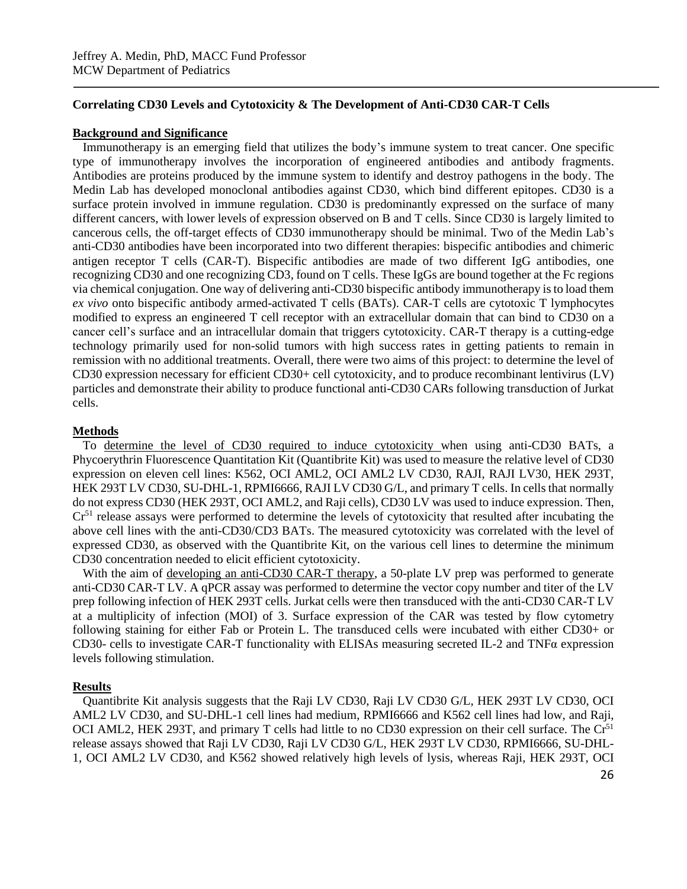Jeffrey A. Medin, PhD, MACC Fund Professor
MCW Department of Pediatrics

**Correlating CD30 Levels and Cytotoxicity & The Development of Anti-CD30 CAR-T Cells**

**Background and Significance**

Immunotherapy is an emerging field that utilizes the body's immune system to treat cancer. One specific type of immunotherapy involves the incorporation of engineered antibodies and antibody fragments. Antibodies are proteins produced by the immune system to identify and destroy pathogens in the body. The Medin Lab has developed monoclonal antibodies against CD30, which bind different epitopes. CD30 is a surface protein involved in immune regulation. CD30 is predominantly expressed on the surface of many different cancers, with lower levels of expression observed on B and T cells. Since CD30 is largely limited to cancerous cells, the off-target effects of CD30 immunotherapy should be minimal. Two of the Medin Lab's anti-CD30 antibodies have been incorporated into two different therapies: bispecific antibodies and chimeric antigen receptor T cells (CAR-T). Bispecific antibodies are made of two different IgG antibodies, one recognizing CD30 and one recognizing CD3, found on T cells. These IgGs are bound together at the Fc regions via chemical conjugation. One way of delivering anti-CD30 bispecific antibody immunotherapy is to load them *ex vivo* onto bispecific antibody armed-activated T cells (BATs). CAR-T cells are cytotoxic T lymphocytes modified to express an engineered T cell receptor with an extracellular domain that can bind to CD30 on a cancer cell's surface and an intracellular domain that triggers cytotoxicity. CAR-T therapy is a cutting-edge technology primarily used for non-solid tumors with high success rates in getting patients to remain in remission with no additional treatments. Overall, there were two aims of this project: to determine the level of CD30 expression necessary for efficient CD30+ cell cytotoxicity, and to produce recombinant lentivirus (LV) particles and demonstrate their ability to produce functional anti-CD30 CARs following transduction of Jurkat cells.

**Methods**

To determine the level of CD30 required to induce cytotoxicity when using anti-CD30 BATs, a Phycoerythrin Fluorescence Quantitation Kit (Quantibrite Kit) was used to measure the relative level of CD30 expression on eleven cell lines: K562, OCI AML2, OCI AML2 LV CD30, RAJI, RAJI LV30, HEK 293T, HEK 293T LV CD30, SU-DHL-1, RPMI6666, RAJI LV CD30 G/L, and primary T cells. In cells that normally do not express CD30 (HEK 293T, OCI AML2, and Raji cells), CD30 LV was used to induce expression. Then, $Cr^{51}$ release assays were performed to determine the levels of cytotoxicity that resulted after incubating the above cell lines with the anti-CD30/CD3 BATs. The measured cytotoxicity was correlated with the level of expressed CD30, as observed with the Quantibrite Kit, on the various cell lines to determine the minimum CD30 concentration needed to elicit efficient cytotoxicity.

With the aim of developing an anti-CD30 CAR-T therapy, a 50-plate LV prep was performed to generate anti-CD30 CAR-T LV. A qPCR assay was performed to determine the vector copy number and titer of the LV prep following infection of HEK 293T cells. Jurkat cells were then transduced with the anti-CD30 CAR-T LV at a multiplicity of infection (MOI) of 3. Surface expression of the CAR was tested by flow cytometry following staining for either Fab or Protein L. The transduced cells were incubated with either CD30+ or CD30- cells to investigate CAR-T functionality with ELISAs measuring secreted IL-2 and TNFα expression levels following stimulation.

**Results**

Quantibrite Kit analysis suggests that the Raji LV CD30, Raji LV CD30 G/L, HEK 293T LV CD30, OCI AML2 LV CD30, and SU-DHL-1 cell lines had medium, RPMI6666 and K562 cell lines had low, and Raji, OCI AML2, HEK 293T, and primary T cells had little to no CD30 expression on their cell surface. The $Cr^{51}$ release assays showed that Raji LV CD30, Raji LV CD30 G/L, HEK 293T LV CD30, RPMI6666, SU-DHL-1, OCI AML2 LV CD30, and K562 showed relatively high levels of lysis, whereas Raji, HEK 293T, OCI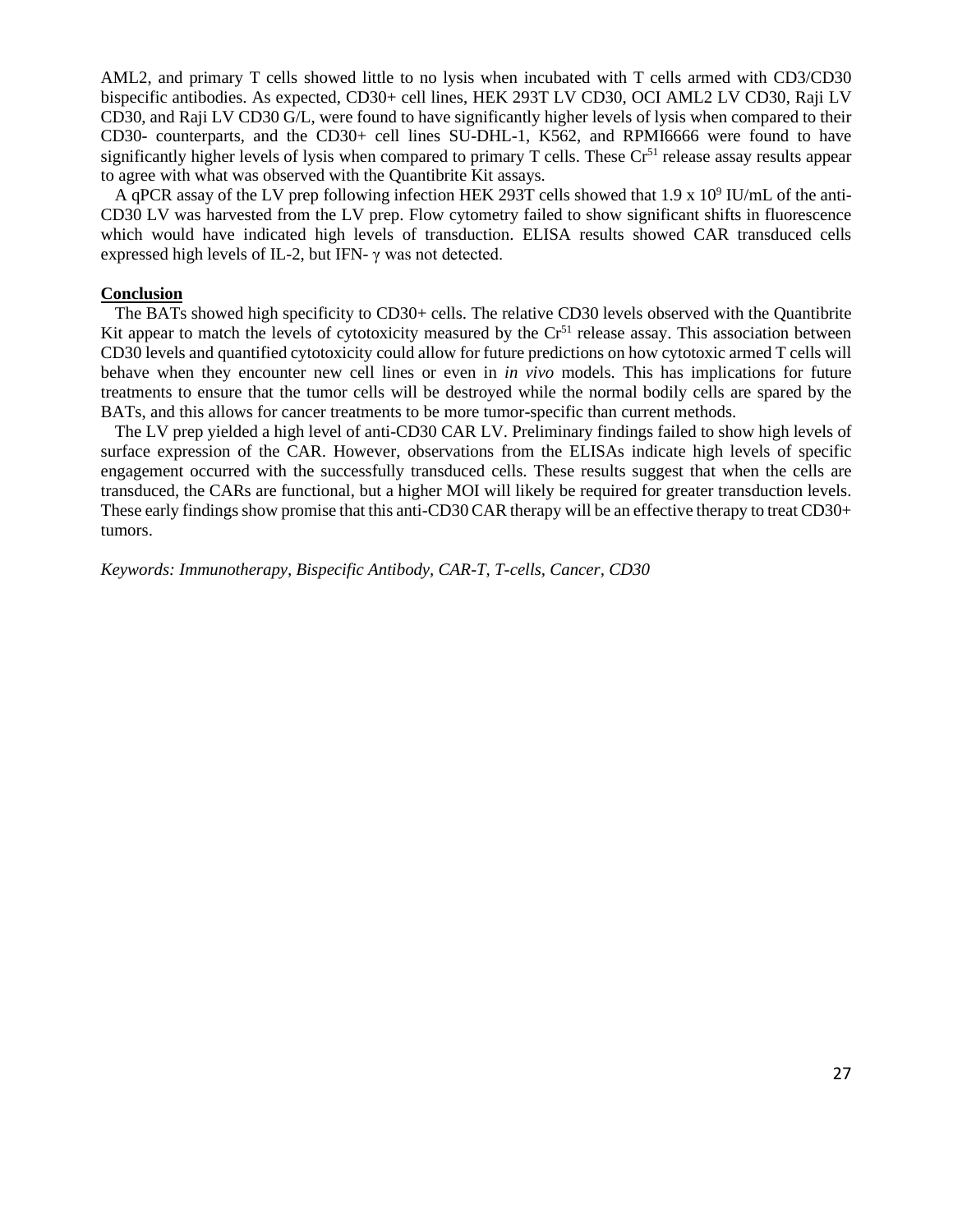AML2, and primary T cells showed little to no lysis when incubated with T cells armed with CD3/CD30 bispecific antibodies. As expected, CD30+ cell lines, HEK 293T LV CD30, OCI AML2 LV CD30, Raji LV CD30, and Raji LV CD30 G/L, were found to have significantly higher levels of lysis when compared to their CD30- counterparts, and the CD30+ cell lines SU-DHL-1, K562, and RPMI6666 were found to have significantly higher levels of lysis when compared to primary T cells. These $Cr^{51}$ release assay results appear to agree with what was observed with the Quantibrite Kit assays.

A qPCR assay of the LV prep following infection HEK 293T cells showed that $1.9 \times 10^9$ IU/mL of the anti-CD30 LV was harvested from the LV prep. Flow cytometry failed to show significant shifts in fluorescence which would have indicated high levels of transduction. ELISA results showed CAR transduced cells expressed high levels of IL-2, but IFN- $\gamma$ was not detected.

## Conclusion

The BATs showed high specificity to CD30+ cells. The relative CD30 levels observed with the Quantibrite Kit appear to match the levels of cytotoxicity measured by the $Cr^{51}$ release assay. This association between CD30 levels and quantified cytotoxicity could allow for future predictions on how cytotoxic armed T cells will behave when they encounter new cell lines or even in *in vivo* models. This has implications for future treatments to ensure that the tumor cells will be destroyed while the normal bodily cells are spared by the BATs, and this allows for cancer treatments to be more tumor-specific than current methods.

The LV prep yielded a high level of anti-CD30 CAR LV. Preliminary findings failed to show high levels of surface expression of the CAR. However, observations from the ELISAs indicate high levels of specific engagement occurred with the successfully transduced cells. These results suggest that when the cells are transduced, the CARs are functional, but a higher MOI will likely be required for greater transduction levels. These early findings show promise that this anti-CD30 CAR therapy will be an effective therapy to treat CD30+ tumors.

*Keywords: Immunotherapy, Bispecific Antibody, CAR-T, T-cells, Cancer, CD30*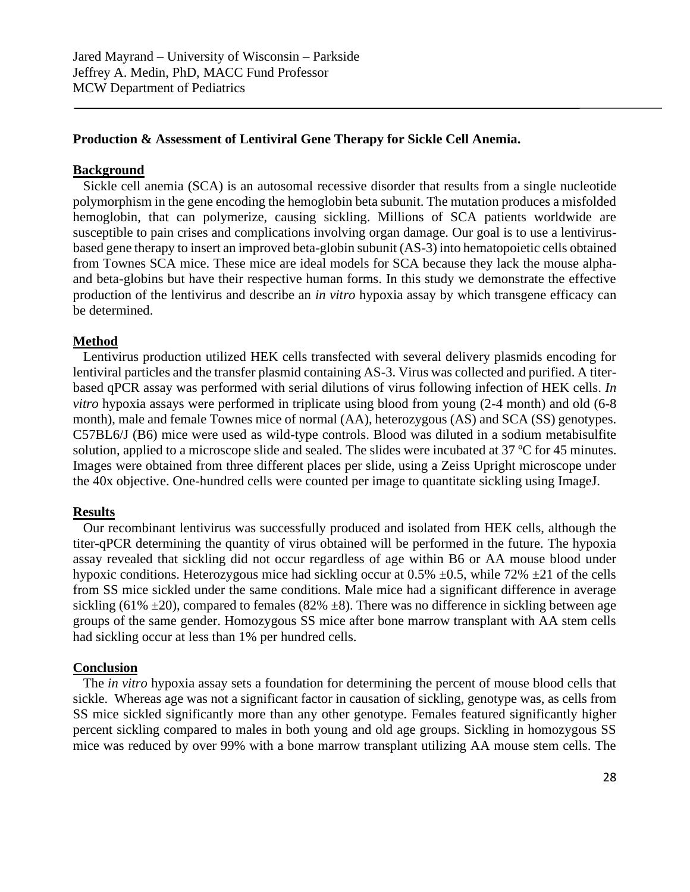Jared Mayrand – University of Wisconsin – Parkside
Jeffrey A. Medin, PhD, MACC Fund Professor
MCW Department of Pediatrics

**Production & Assessment of Lentiviral Gene Therapy for Sickle Cell Anemia.**

## Background

Sickle cell anemia (SCA) is an autosomal recessive disorder that results from a single nucleotide polymorphism in the gene encoding the hemoglobin beta subunit. The mutation produces a misfolded hemoglobin, that can polymerize, causing sickling. Millions of SCA patients worldwide are susceptible to pain crises and complications involving organ damage. Our goal is to use a lentivirus-based gene therapy to insert an improved beta-globin subunit (AS-3) into hematopoietic cells obtained from Townes SCA mice. These mice are ideal models for SCA because they lack the mouse alpha- and beta-globins but have their respective human forms. In this study we demonstrate the effective production of the lentivirus and describe an *in vitro* hypoxia assay by which transgene efficacy can be determined.

## Method

Lentivirus production utilized HEK cells transfected with several delivery plasmids encoding for lentiviral particles and the transfer plasmid containing AS-3. Virus was collected and purified. A titer-based qPCR assay was performed with serial dilutions of virus following infection of HEK cells. *In vitro* hypoxia assays were performed in triplicate using blood from young (2-4 month) and old (6-8 month), male and female Townes mice of normal (AA), heterozygous (AS) and SCA (SS) genotypes. C57BL6/J (B6) mice were used as wild-type controls. Blood was diluted in a sodium metabisulfite solution, applied to a microscope slide and sealed. The slides were incubated at 37 ºC for 45 minutes. Images were obtained from three different places per slide, using a Zeiss Upright microscope under the 40x objective. One-hundred cells were counted per image to quantitate sickling using ImageJ.

## Results

Our recombinant lentivirus was successfully produced and isolated from HEK cells, although the titer-qPCR determining the quantity of virus obtained will be performed in the future. The hypoxia assay revealed that sickling did not occur regardless of age within B6 or AA mouse blood under hypoxic conditions. Heterozygous mice had sickling occur at 0.5% ±0.5, while 72% ±21 of the cells from SS mice sickled under the same conditions. Male mice had a significant difference in average sickling (61% ±20), compared to females (82% ±8). There was no difference in sickling between age groups of the same gender. Homozygous SS mice after bone marrow transplant with AA stem cells had sickling occur at less than 1% per hundred cells.

## Conclusion

The *in vitro* hypoxia assay sets a foundation for determining the percent of mouse blood cells that sickle. Whereas age was not a significant factor in causation of sickling, genotype was, as cells from SS mice sickled significantly more than any other genotype. Females featured significantly higher percent sickling compared to males in both young and old age groups. Sickling in homozygous SS mice was reduced by over 99% with a bone marrow transplant utilizing AA mouse stem cells. The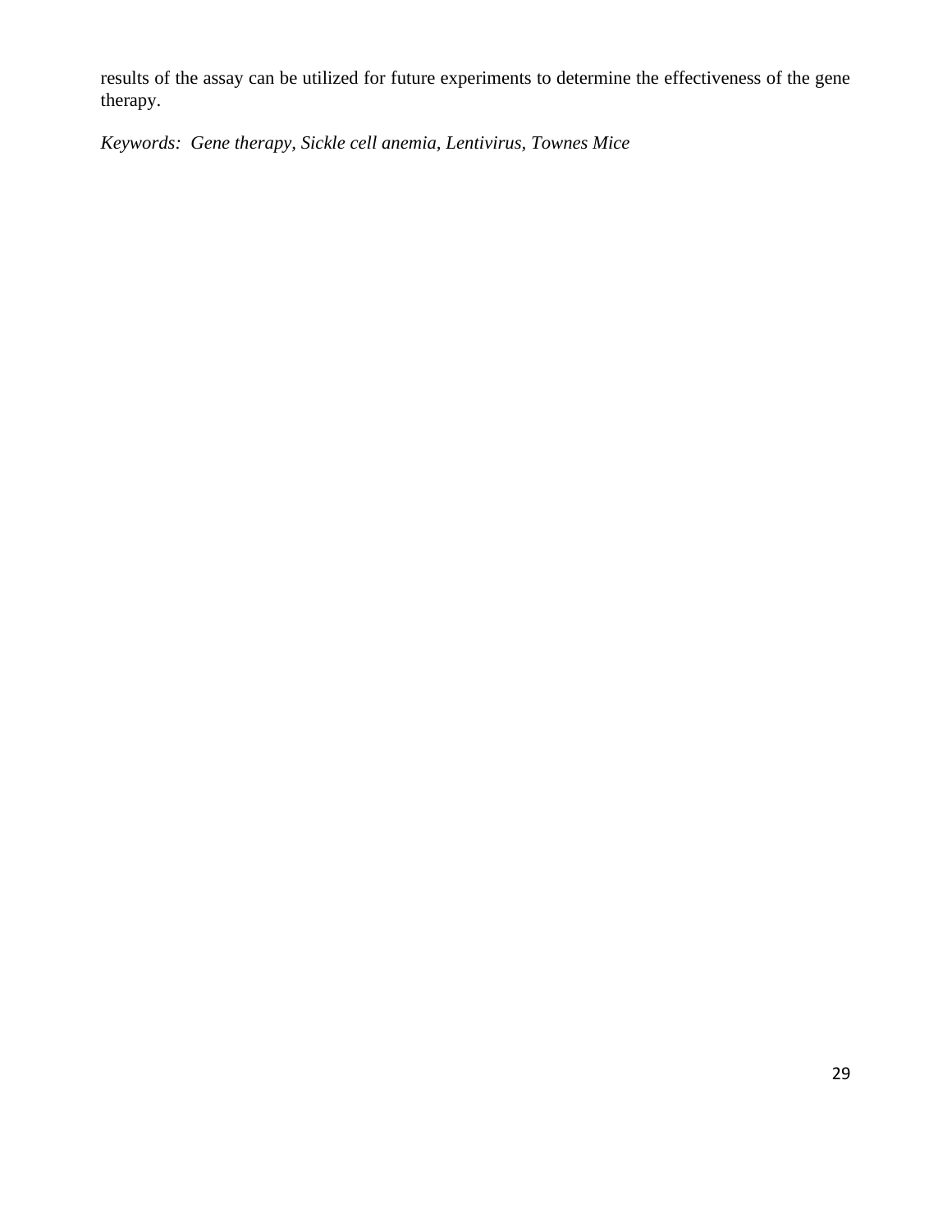results of the assay can be utilized for future experiments to determine the effectiveness of the gene therapy.

*Keywords: Gene therapy, Sickle cell anemia, Lentivirus, Townes Mice*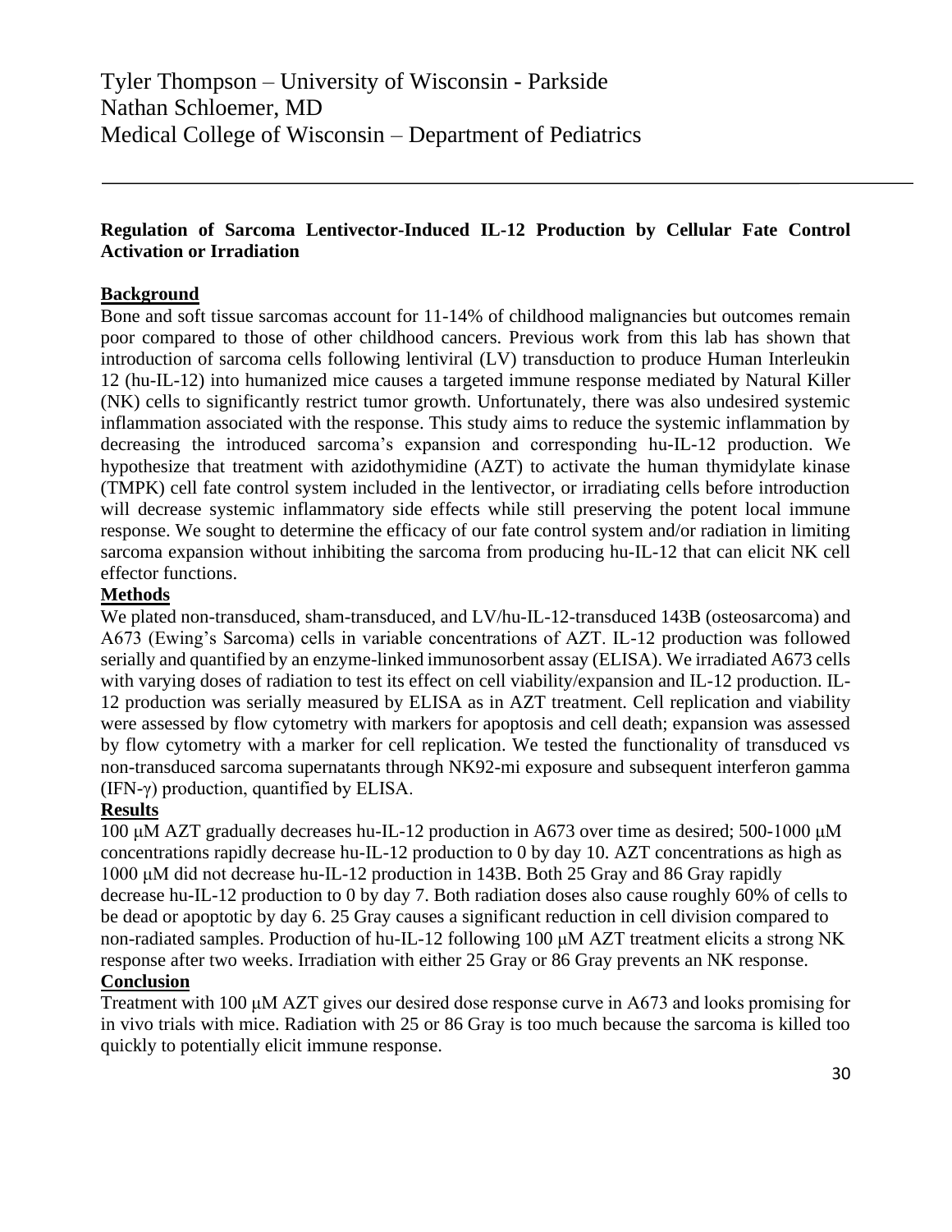Tyler Thompson – University of Wisconsin - Parkside
Nathan Schloemer, MD
Medical College of Wisconsin – Department of Pediatrics

---

**Regulation of Sarcoma Lentivector-Induced IL-12 Production by Cellular Fate Control Activation or Irradiation**

**Background**

Bone and soft tissue sarcomas account for 11-14% of childhood malignancies but outcomes remain poor compared to those of other childhood cancers. Previous work from this lab has shown that introduction of sarcoma cells following lentiviral (LV) transduction to produce Human Interleukin 12 (hu-IL-12) into humanized mice causes a targeted immune response mediated by Natural Killer (NK) cells to significantly restrict tumor growth. Unfortunately, there was also undesired systemic inflammation associated with the response. This study aims to reduce the systemic inflammation by decreasing the introduced sarcoma's expansion and corresponding hu-IL-12 production. We hypothesize that treatment with azidothymidine (AZT) to activate the human thymidylate kinase (TMPK) cell fate control system included in the lentivector, or irradiating cells before introduction will decrease systemic inflammatory side effects while still preserving the potent local immune response. We sought to determine the efficacy of our fate control system and/or radiation in limiting sarcoma expansion without inhibiting the sarcoma from producing hu-IL-12 that can elicit NK cell effector functions.

**Methods**

We plated non-transduced, sham-transduced, and LV/hu-IL-12-transduced 143B (osteosarcoma) and A673 (Ewing's Sarcoma) cells in variable concentrations of AZT. IL-12 production was followed serially and quantified by an enzyme-linked immunosorbent assay (ELISA). We irradiated A673 cells with varying doses of radiation to test its effect on cell viability/expansion and IL-12 production. IL-12 production was serially measured by ELISA as in AZT treatment. Cell replication and viability were assessed by flow cytometry with markers for apoptosis and cell death; expansion was assessed by flow cytometry with a marker for cell replication. We tested the functionality of transduced vs non-transduced sarcoma supernatants through NK92-mi exposure and subsequent interferon gamma (IFN-γ) production, quantified by ELISA.

**Results**

100 μM AZT gradually decreases hu-IL-12 production in A673 over time as desired; 500-1000 μM concentrations rapidly decrease hu-IL-12 production to 0 by day 10. AZT concentrations as high as 1000 μM did not decrease hu-IL-12 production in 143B. Both 25 Gray and 86 Gray rapidly decrease hu-IL-12 production to 0 by day 7. Both radiation doses also cause roughly 60% of cells to be dead or apoptotic by day 6. 25 Gray causes a significant reduction in cell division compared to non-radiated samples. Production of hu-IL-12 following 100 μM AZT treatment elicits a strong NK response after two weeks. Irradiation with either 25 Gray or 86 Gray prevents an NK response.

**Conclusion**

Treatment with 100 μM AZT gives our desired dose response curve in A673 and looks promising for in vivo trials with mice. Radiation with 25 or 86 Gray is too much because the sarcoma is killed too quickly to potentially elicit immune response.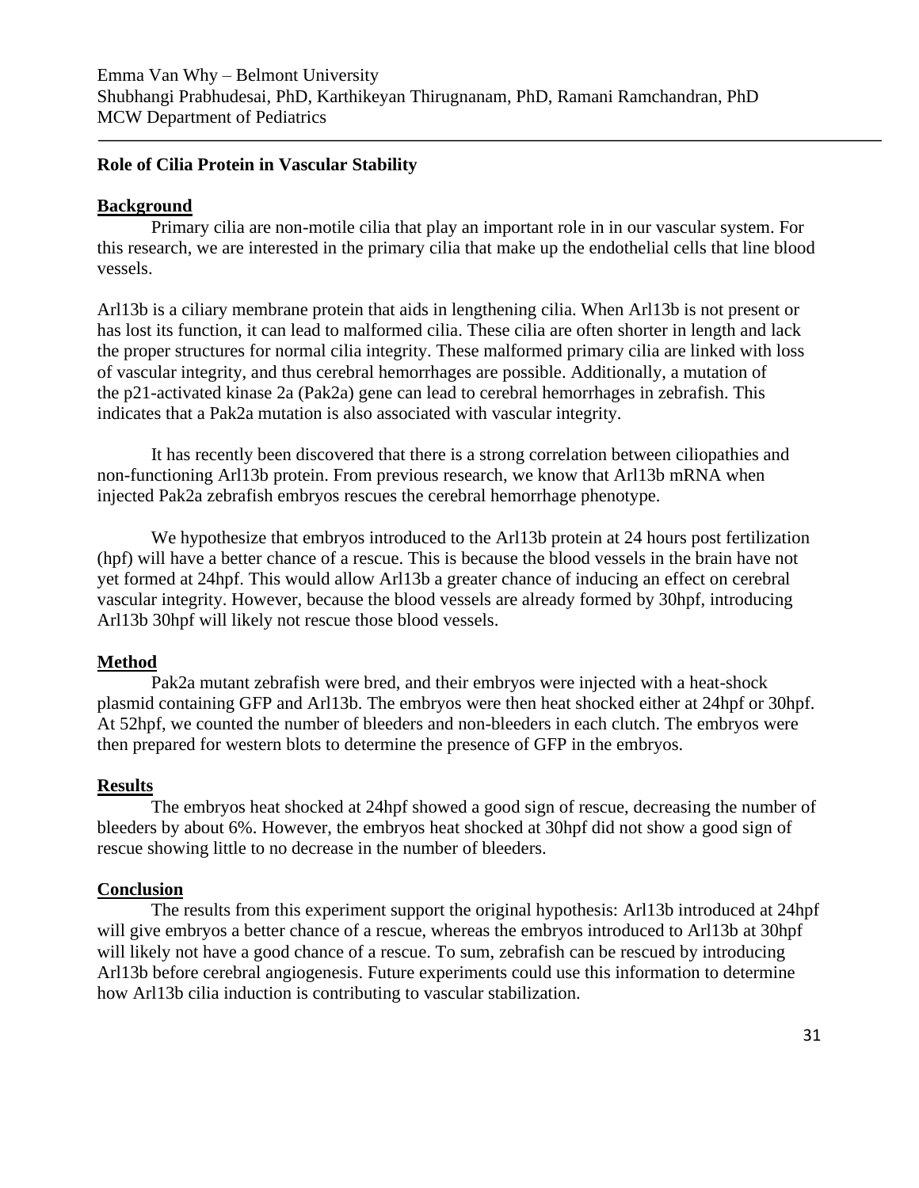Emma Van Why – Belmont University
Shubhangi Prabhudesai, PhD, Karthikeyan Thirugnanam, PhD, Ramani Ramchandran, PhD
MCW Department of Pediatrics

---

**Role of Cilia Protein in Vascular Stability**

**Background**

Primary cilia are non-motile cilia that play an important role in in our vascular system. For this research, we are interested in the primary cilia that make up the endothelial cells that line blood vessels.

Arl13b is a ciliary membrane protein that aids in lengthening cilia. When Arl13b is not present or has lost its function, it can lead to malformed cilia. These cilia are often shorter in length and lack the proper structures for normal cilia integrity. These malformed primary cilia are linked with loss of vascular integrity, and thus cerebral hemorrhages are possible. Additionally, a mutation of the p21-activated kinase 2a (Pak2a) gene can lead to cerebral hemorrhages in zebrafish. This indicates that a Pak2a mutation is also associated with vascular integrity.

It has recently been discovered that there is a strong correlation between ciliopathies and non-functioning Arl13b protein. From previous research, we know that Arl13b mRNA when injected Pak2a zebrafish embryos rescues the cerebral hemorrhage phenotype.

We hypothesize that embryos introduced to the Arl13b protein at 24 hours post fertilization (hpf) will have a better chance of a rescue. This is because the blood vessels in the brain have not yet formed at 24hpf. This would allow Arl13b a greater chance of inducing an effect on cerebral vascular integrity. However, because the blood vessels are already formed by 30hpf, introducing Arl13b 30hpf will likely not rescue those blood vessels.

**Method**

Pak2a mutant zebrafish were bred, and their embryos were injected with a heat-shock plasmid containing GFP and Arl13b. The embryos were then heat shocked either at 24hpf or 30hpf. At 52hpf, we counted the number of bleeders and non-bleeders in each clutch. The embryos were then prepared for western blots to determine the presence of GFP in the embryos.

**Results**

The embryos heat shocked at 24hpf showed a good sign of rescue, decreasing the number of bleeders by about 6%. However, the embryos heat shocked at 30hpf did not show a good sign of rescue showing little to no decrease in the number of bleeders.

**Conclusion**

The results from this experiment support the original hypothesis: Arl13b introduced at 24hpf will give embryos a better chance of a rescue, whereas the embryos introduced to Arl13b at 30hpf will likely not have a good chance of a rescue. To sum, zebrafish can be rescued by introducing Arl13b before cerebral angiogenesis. Future experiments could use this information to determine how Arl13b cilia induction is contributing to vascular stabilization.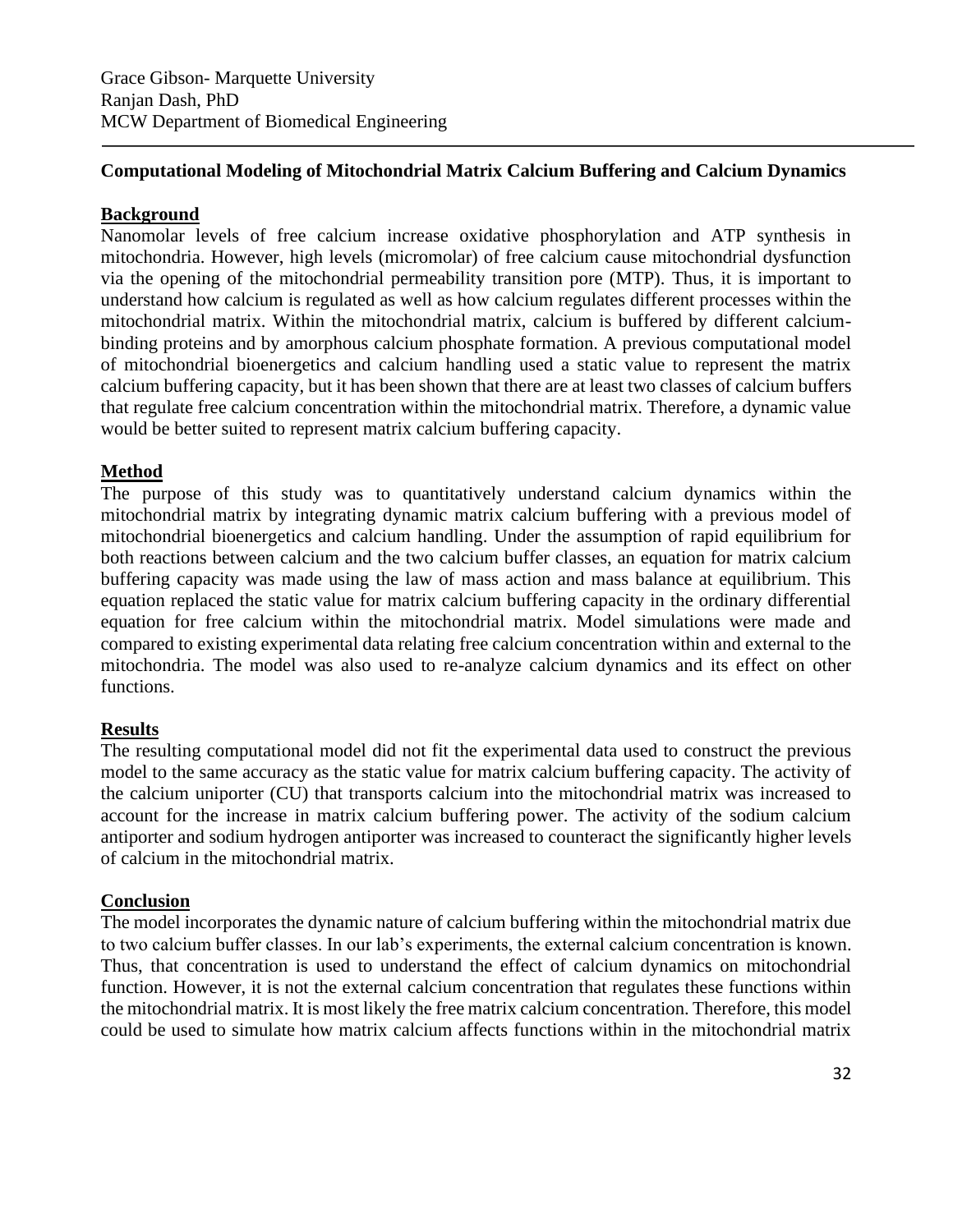Grace Gibson- Marquette University
Ranjan Dash, PhD
MCW Department of Biomedical Engineering

---

**Computational Modeling of Mitochondrial Matrix Calcium Buffering and Calcium Dynamics**

## Background

Nanomolar levels of free calcium increase oxidative phosphorylation and ATP synthesis in mitochondria. However, high levels (micromolar) of free calcium cause mitochondrial dysfunction via the opening of the mitochondrial permeability transition pore (MTP). Thus, it is important to understand how calcium is regulated as well as how calcium regulates different processes within the mitochondrial matrix. Within the mitochondrial matrix, calcium is buffered by different calcium-binding proteins and by amorphous calcium phosphate formation. A previous computational model of mitochondrial bioenergetics and calcium handling used a static value to represent the matrix calcium buffering capacity, but it has been shown that there are at least two classes of calcium buffers that regulate free calcium concentration within the mitochondrial matrix. Therefore, a dynamic value would be better suited to represent matrix calcium buffering capacity.

## Method

The purpose of this study was to quantitatively understand calcium dynamics within the mitochondrial matrix by integrating dynamic matrix calcium buffering with a previous model of mitochondrial bioenergetics and calcium handling. Under the assumption of rapid equilibrium for both reactions between calcium and the two calcium buffer classes, an equation for matrix calcium buffering capacity was made using the law of mass action and mass balance at equilibrium. This equation replaced the static value for matrix calcium buffering capacity in the ordinary differential equation for free calcium within the mitochondrial matrix. Model simulations were made and compared to existing experimental data relating free calcium concentration within and external to the mitochondria. The model was also used to re-analyze calcium dynamics and its effect on other functions.

## Results

The resulting computational model did not fit the experimental data used to construct the previous model to the same accuracy as the static value for matrix calcium buffering capacity. The activity of the calcium uniporter (CU) that transports calcium into the mitochondrial matrix was increased to account for the increase in matrix calcium buffering power. The activity of the sodium calcium antiporter and sodium hydrogen antiporter was increased to counteract the significantly higher levels of calcium in the mitochondrial matrix.

## Conclusion

The model incorporates the dynamic nature of calcium buffering within the mitochondrial matrix due to two calcium buffer classes. In our lab's experiments, the external calcium concentration is known. Thus, that concentration is used to understand the effect of calcium dynamics on mitochondrial function. However, it is not the external calcium concentration that regulates these functions within the mitochondrial matrix. It is most likely the free matrix calcium concentration. Therefore, this model could be used to simulate how matrix calcium affects functions within in the mitochondrial matrix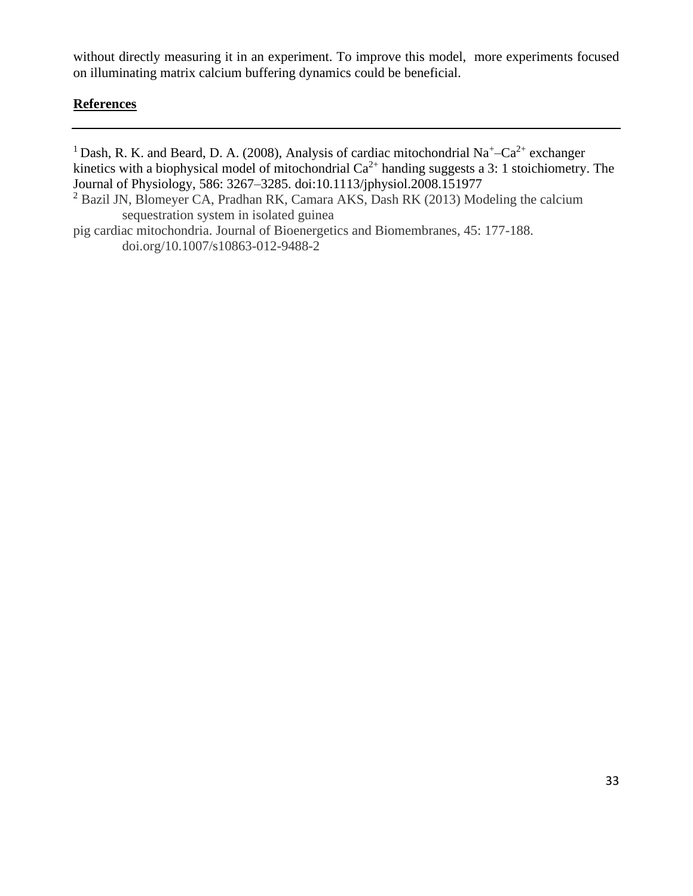without directly measuring it in an experiment. To improve this model,  more experiments focused on illuminating matrix calcium buffering dynamics could be beneficial.

**References**

---

[1] Dash, R. K. and Beard, D. A. (2008), Analysis of cardiac mitochondrial $Na^+$–$Ca^{2+}$ exchanger kinetics with a biophysical model of mitochondrial $Ca^{2+}$ handing suggests a 3: 1 stoichiometry. The Journal of Physiology, 586: 3267–3285. doi:10.1113/jphysiol.2008.151977

[2] Bazil JN, Blomeyer CA, Pradhan RK, Camara AKS, Dash RK (2013) Modeling the calcium sequestration system in isolated guinea pig cardiac mitochondria. Journal of Bioenergetics and Biomembranes, 45: 177-188. doi.org/10.1007/s10863-012-9488-2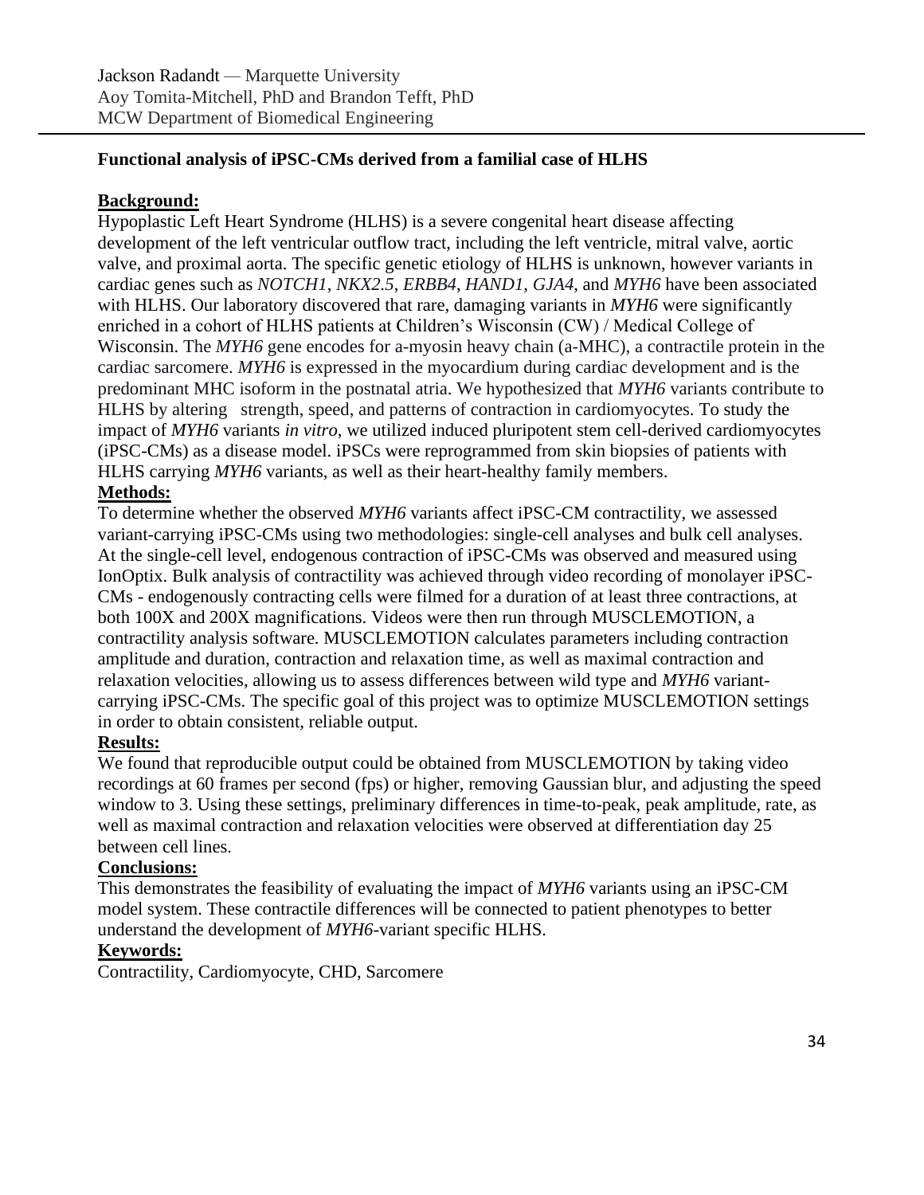Jackson Radandt — Marquette University
Aoy Tomita-Mitchell, PhD and Brandon Tefft, PhD
MCW Department of Biomedical Engineering

---

**Functional analysis of iPSC-CMs derived from a familial case of HLHS**

**Background:**

Hypoplastic Left Heart Syndrome (HLHS) is a severe congenital heart disease affecting development of the left ventricular outflow tract, including the left ventricle, mitral valve, aortic valve, and proximal aorta. The specific genetic etiology of HLHS is unknown, however variants in cardiac genes such as *NOTCH1*, *NKX2.5*, *ERBB4*, *HAND1*, *GJA4*, and *MYH6* have been associated with HLHS. Our laboratory discovered that rare, damaging variants in *MYH6* were significantly enriched in a cohort of HLHS patients at Children's Wisconsin (CW) / Medical College of Wisconsin. The *MYH6* gene encodes for a-myosin heavy chain (a-MHC), a contractile protein in the cardiac sarcomere. *MYH6* is expressed in the myocardium during cardiac development and is the predominant MHC isoform in the postnatal atria. We hypothesized that *MYH6* variants contribute to HLHS by altering strength, speed, and patterns of contraction in cardiomyocytes. To study the impact of *MYH6* variants *in vitro*, we utilized induced pluripotent stem cell-derived cardiomyocytes (iPSC-CMs) as a disease model. iPSCs were reprogrammed from skin biopsies of patients with HLHS carrying *MYH6* variants, as well as their heart-healthy family members.

**Methods:**

To determine whether the observed *MYH6* variants affect iPSC-CM contractility, we assessed variant-carrying iPSC-CMs using two methodologies: single-cell analyses and bulk cell analyses. At the single-cell level, endogenous contraction of iPSC-CMs was observed and measured using IonOptix. Bulk analysis of contractility was achieved through video recording of monolayer iPSC-CMs - endogenously contracting cells were filmed for a duration of at least three contractions, at both 100X and 200X magnifications. Videos were then run through MUSCLEMOTION, a contractility analysis software. MUSCLEMOTION calculates parameters including contraction amplitude and duration, contraction and relaxation time, as well as maximal contraction and relaxation velocities, allowing us to assess differences between wild type and *MYH6* variant-carrying iPSC-CMs. The specific goal of this project was to optimize MUSCLEMOTION settings in order to obtain consistent, reliable output.

**Results:**

We found that reproducible output could be obtained from MUSCLEMOTION by taking video recordings at 60 frames per second (fps) or higher, removing Gaussian blur, and adjusting the speed window to 3. Using these settings, preliminary differences in time-to-peak, peak amplitude, rate, as well as maximal contraction and relaxation velocities were observed at differentiation day 25 between cell lines.

**Conclusions:**

This demonstrates the feasibility of evaluating the impact of *MYH6* variants using an iPSC-CM model system. These contractile differences will be connected to patient phenotypes to better understand the development of *MYH6*-variant specific HLHS.

**Keywords:**

Contractility, Cardiomyocyte, CHD, Sarcomere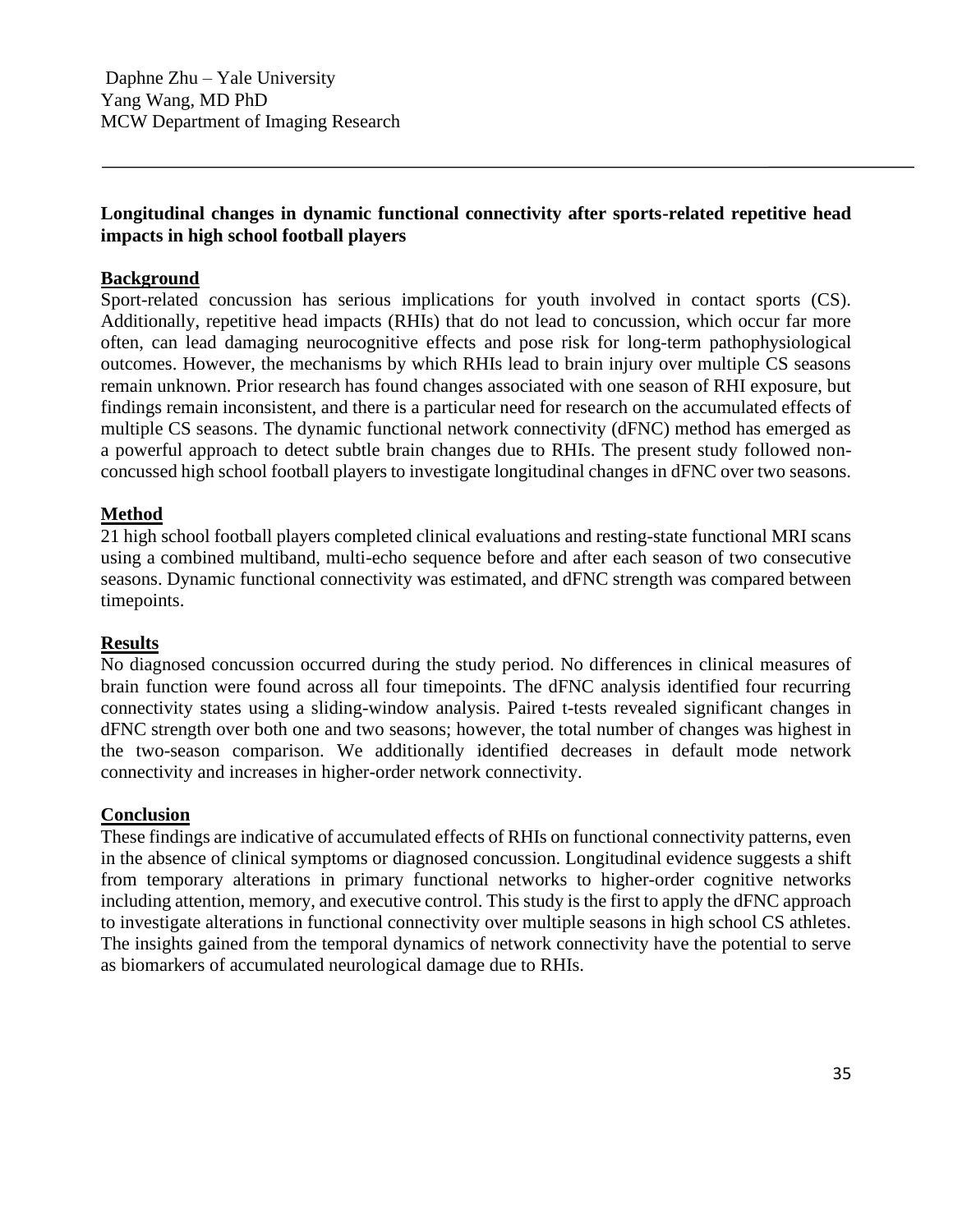Daphne Zhu – Yale University
Yang Wang, MD PhD
MCW Department of Imaging Research

---

**Longitudinal changes in dynamic functional connectivity after sports-related repetitive head impacts in high school football players**

## Background

Sport-related concussion has serious implications for youth involved in contact sports (CS). Additionally, repetitive head impacts (RHIs) that do not lead to concussion, which occur far more often, can lead damaging neurocognitive effects and pose risk for long-term pathophysiological outcomes. However, the mechanisms by which RHIs lead to brain injury over multiple CS seasons remain unknown. Prior research has found changes associated with one season of RHI exposure, but findings remain inconsistent, and there is a particular need for research on the accumulated effects of multiple CS seasons. The dynamic functional network connectivity (dFNC) method has emerged as a powerful approach to detect subtle brain changes due to RHIs. The present study followed non-concussed high school football players to investigate longitudinal changes in dFNC over two seasons.

## Method

21 high school football players completed clinical evaluations and resting-state functional MRI scans using a combined multiband, multi-echo sequence before and after each season of two consecutive seasons. Dynamic functional connectivity was estimated, and dFNC strength was compared between timepoints.

## Results

No diagnosed concussion occurred during the study period. No differences in clinical measures of brain function were found across all four timepoints. The dFNC analysis identified four recurring connectivity states using a sliding-window analysis. Paired t-tests revealed significant changes in dFNC strength over both one and two seasons; however, the total number of changes was highest in the two-season comparison. We additionally identified decreases in default mode network connectivity and increases in higher-order network connectivity.

## Conclusion

These findings are indicative of accumulated effects of RHIs on functional connectivity patterns, even in the absence of clinical symptoms or diagnosed concussion. Longitudinal evidence suggests a shift from temporary alterations in primary functional networks to higher-order cognitive networks including attention, memory, and executive control. This study is the first to apply the dFNC approach to investigate alterations in functional connectivity over multiple seasons in high school CS athletes. The insights gained from the temporal dynamics of network connectivity have the potential to serve as biomarkers of accumulated neurological damage due to RHIs.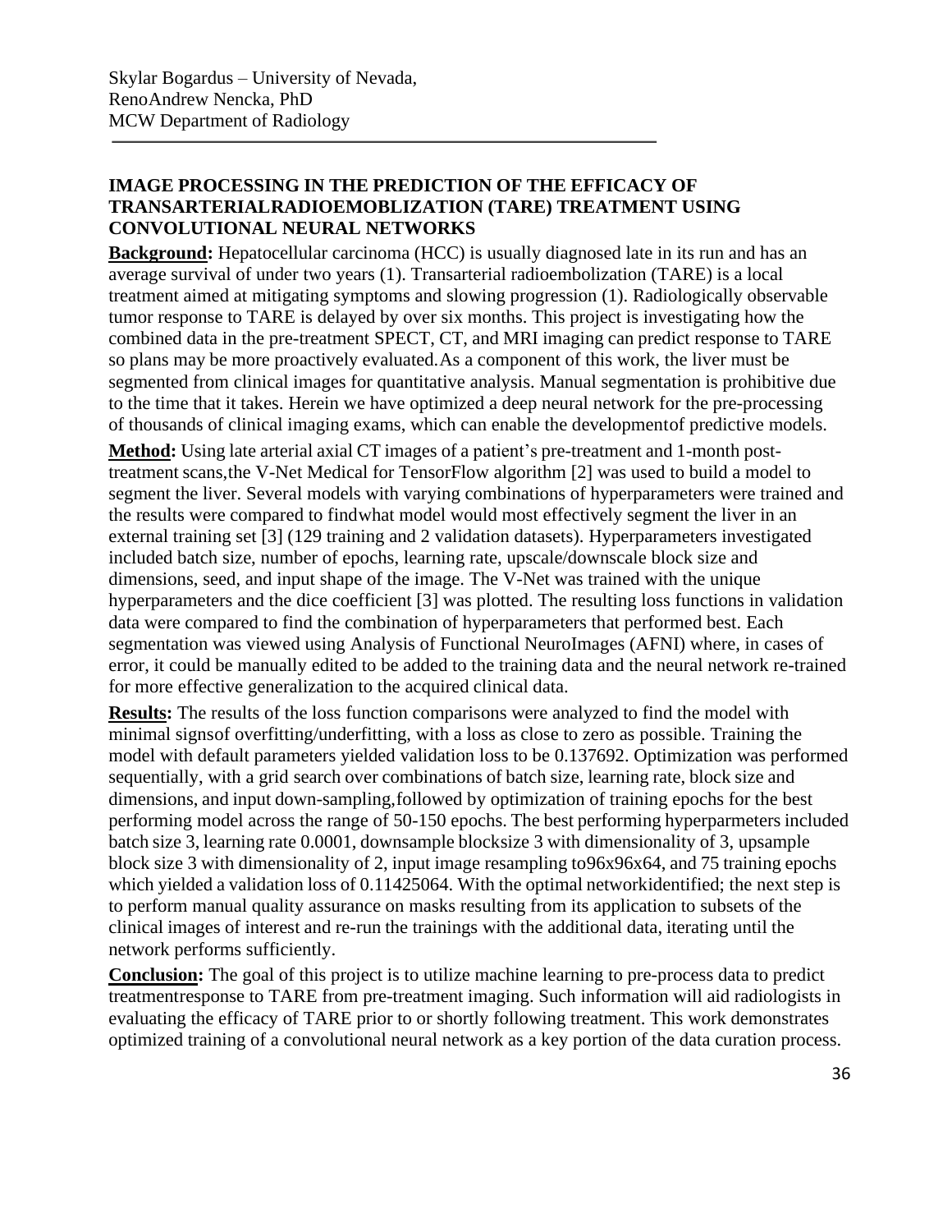Skylar Bogardus – University of Nevada, RenoAndrew Nencka, PhD
MCW Department of Radiology

---

## IMAGE PROCESSING IN THE PREDICTION OF THE EFFICACY OF TRANSARTERIALRADIOEMOBLIZATION (TARE) TREATMENT USING CONVOLUTIONAL NEURAL NETWORKS

**Background:** Hepatocellular carcinoma (HCC) is usually diagnosed late in its run and has an average survival of under two years (1). Transarterial radioembolization (TARE) is a local treatment aimed at mitigating symptoms and slowing progression (1). Radiologically observable tumor response to TARE is delayed by over six months. This project is investigating how the combined data in the pre-treatment SPECT, CT, and MRI imaging can predict response to TARE so plans may be more proactively evaluated.As a component of this work, the liver must be segmented from clinical images for quantitative analysis. Manual segmentation is prohibitive due to the time that it takes. Herein we have optimized a deep neural network for the pre-processing of thousands of clinical imaging exams, which can enable the developmentof predictive models.

**Method:** Using late arterial axial CT images of a patient's pre-treatment and 1-month post-treatment scans,the V-Net Medical for TensorFlow algorithm [2] was used to build a model to segment the liver. Several models with varying combinations of hyperparameters were trained and the results were compared to findwhat model would most effectively segment the liver in an external training set [3] (129 training and 2 validation datasets). Hyperparameters investigated included batch size, number of epochs, learning rate, upscale/downscale block size and dimensions, seed, and input shape of the image. The V-Net was trained with the unique hyperparameters and the dice coefficient [3] was plotted. The resulting loss functions in validation data were compared to find the combination of hyperparameters that performed best. Each segmentation was viewed using Analysis of Functional NeuroImages (AFNI) where, in cases of error, it could be manually edited to be added to the training data and the neural network re-trained for more effective generalization to the acquired clinical data.

**Results:** The results of the loss function comparisons were analyzed to find the model with minimal signsof overfitting/underfitting, with a loss as close to zero as possible. Training the model with default parameters yielded validation loss to be 0.137692. Optimization was performed sequentially, with a grid search over combinations of batch size, learning rate, block size and dimensions, and input down-sampling,followed by optimization of training epochs for the best performing model across the range of 50-150 epochs. The best performing hyperparmeters included batch size 3, learning rate 0.0001, downsample blocksize 3 with dimensionality of 3, upsample block size 3 with dimensionality of 2, input image resampling to96x96x64, and 75 training epochs which yielded a validation loss of 0.11425064. With the optimal networkidentified; the next step is to perform manual quality assurance on masks resulting from its application to subsets of the clinical images of interest and re-run the trainings with the additional data, iterating until the network performs sufficiently.

**Conclusion:** The goal of this project is to utilize machine learning to pre-process data to predict treatmentresponse to TARE from pre-treatment imaging. Such information will aid radiologists in evaluating the efficacy of TARE prior to or shortly following treatment. This work demonstrates optimized training of a convolutional neural network as a key portion of the data curation process.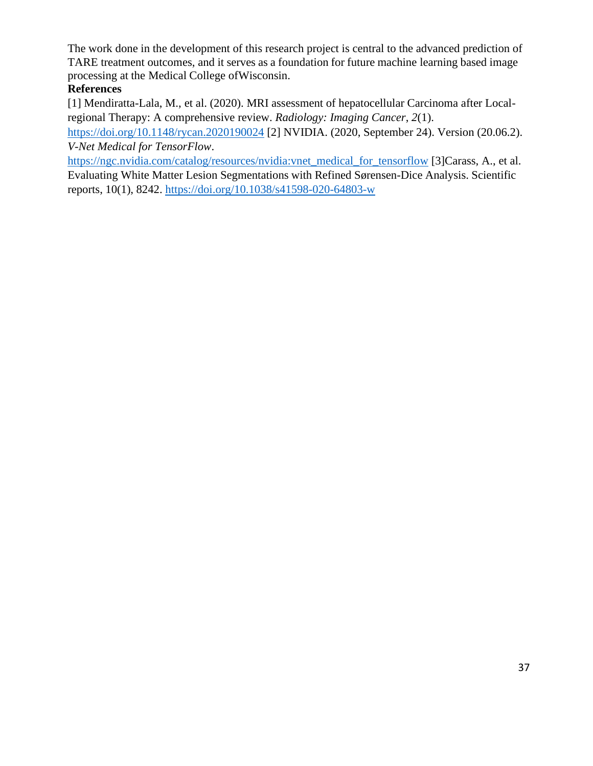The work done in the development of this research project is central to the advanced prediction of TARE treatment outcomes, and it serves as a foundation for future machine learning based image processing at the Medical College ofWisconsin.

**References**

[1] Mendiratta-Lala, M., et al. (2020). MRI assessment of hepatocellular Carcinoma after Local-regional Therapy: A comprehensive review. *Radiology: Imaging Cancer*, *2*(1). https://doi.org/10.1148/rycan.2020190024 [2] NVIDIA. (2020, September 24). Version (20.06.2). *V-Net Medical for TensorFlow*. https://ngc.nvidia.com/catalog/resources/nvidia:vnet_medical_for_tensorflow [3]Carass, A., et al. Evaluating White Matter Lesion Segmentations with Refined Sørensen-Dice Analysis. Scientific reports, 10(1), 8242. https://doi.org/10.1038/s41598-020-64803-w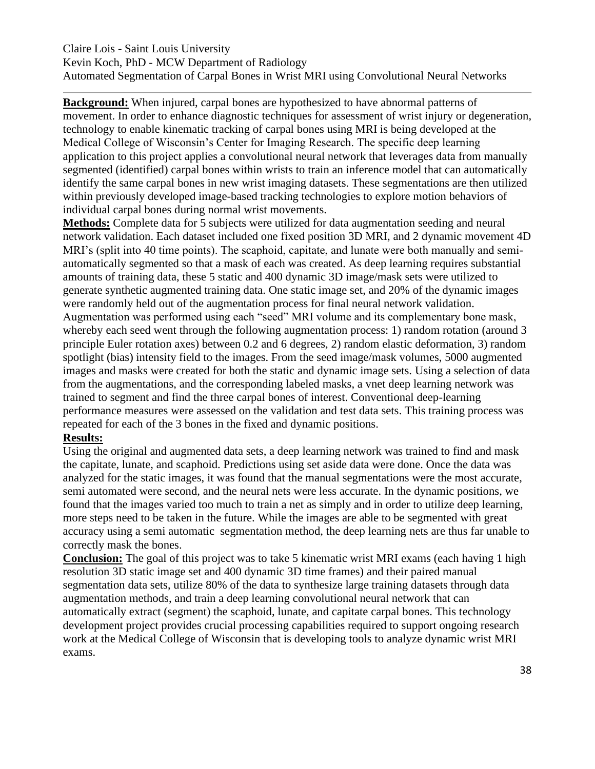Claire Lois - Saint Louis University
Kevin Koch, PhD - MCW Department of Radiology
Automated Segmentation of Carpal Bones in Wrist MRI using Convolutional Neural Networks

---

**Background:** When injured, carpal bones are hypothesized to have abnormal patterns of movement. In order to enhance diagnostic techniques for assessment of wrist injury or degeneration, technology to enable kinematic tracking of carpal bones using MRI is being developed at the Medical College of Wisconsin's Center for Imaging Research. The specific deep learning application to this project applies a convolutional neural network that leverages data from manually segmented (identified) carpal bones within wrists to train an inference model that can automatically identify the same carpal bones in new wrist imaging datasets. These segmentations are then utilized within previously developed image-based tracking technologies to explore motion behaviors of individual carpal bones during normal wrist movements.

**Methods:** Complete data for 5 subjects were utilized for data augmentation seeding and neural network validation. Each dataset included one fixed position 3D MRI, and 2 dynamic movement 4D MRI's (split into 40 time points). The scaphoid, capitate, and lunate were both manually and semi-automatically segmented so that a mask of each was created. As deep learning requires substantial amounts of training data, these 5 static and 400 dynamic 3D image/mask sets were utilized to generate synthetic augmented training data. One static image set, and 20% of the dynamic images were randomly held out of the augmentation process for final neural network validation. Augmentation was performed using each "seed" MRI volume and its complementary bone mask, whereby each seed went through the following augmentation process: 1) random rotation (around 3 principle Euler rotation axes) between 0.2 and 6 degrees, 2) random elastic deformation, 3) random spotlight (bias) intensity field to the images. From the seed image/mask volumes, 5000 augmented images and masks were created for both the static and dynamic image sets. Using a selection of data from the augmentations, and the corresponding labeled masks, a vnet deep learning network was trained to segment and find the three carpal bones of interest. Conventional deep-learning performance measures were assessed on the validation and test data sets. This training process was repeated for each of the 3 bones in the fixed and dynamic positions.

**Results:**

Using the original and augmented data sets, a deep learning network was trained to find and mask the capitate, lunate, and scaphoid. Predictions using set aside data were done. Once the data was analyzed for the static images, it was found that the manual segmentations were the most accurate, semi automated were second, and the neural nets were less accurate. In the dynamic positions, we found that the images varied too much to train a net as simply and in order to utilize deep learning, more steps need to be taken in the future. While the images are able to be segmented with great accuracy using a semi automatic segmentation method, the deep learning nets are thus far unable to correctly mask the bones.

**Conclusion:** The goal of this project was to take 5 kinematic wrist MRI exams (each having 1 high resolution 3D static image set and 400 dynamic 3D time frames) and their paired manual segmentation data sets, utilize 80% of the data to synthesize large training datasets through data augmentation methods, and train a deep learning convolutional neural network that can automatically extract (segment) the scaphoid, lunate, and capitate carpal bones. This technology development project provides crucial processing capabilities required to support ongoing research work at the Medical College of Wisconsin that is developing tools to analyze dynamic wrist MRI exams.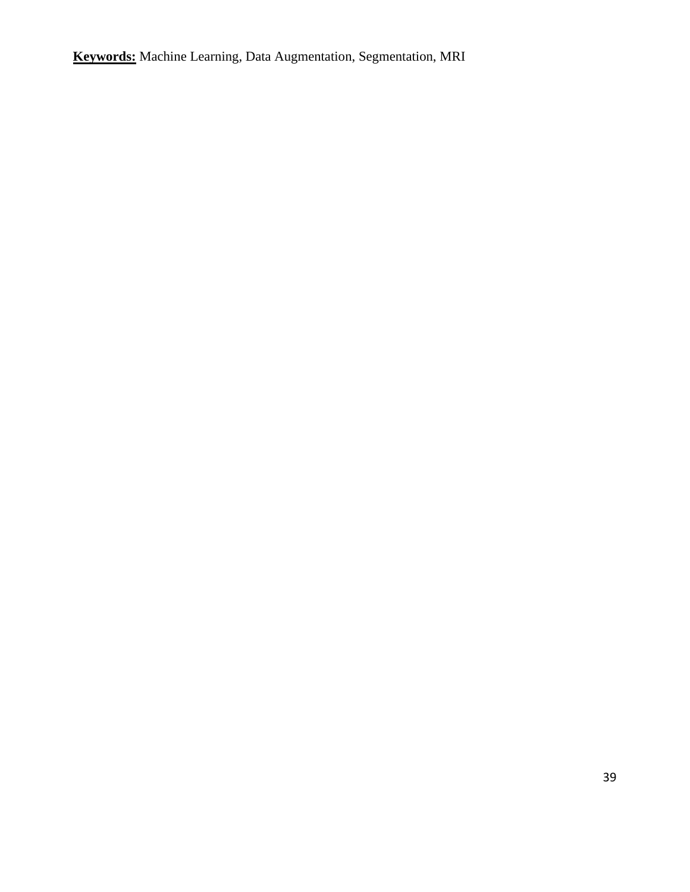**<u>Keywords:</u>** Machine Learning, Data Augmentation, Segmentation, MRI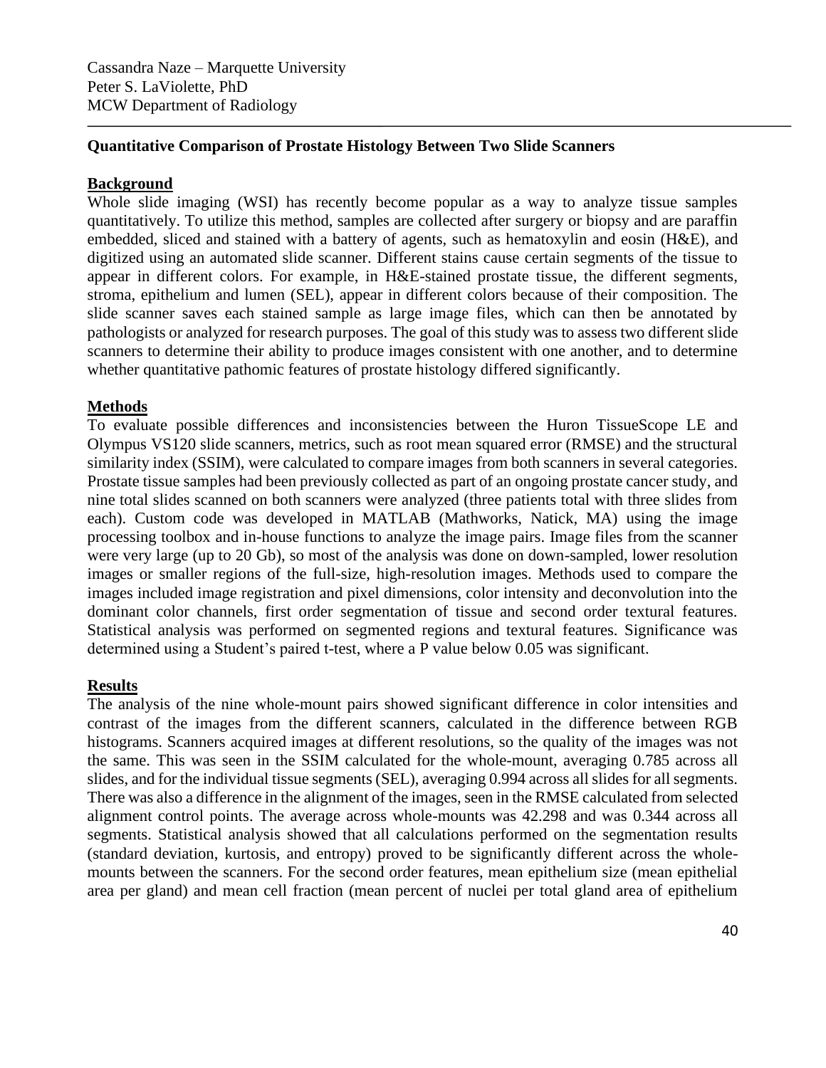Cassandra Naze – Marquette University
Peter S. LaViolette, PhD
MCW Department of Radiology

---

**Quantitative Comparison of Prostate Histology Between Two Slide Scanners**

**Background**

Whole slide imaging (WSI) has recently become popular as a way to analyze tissue samples quantitatively. To utilize this method, samples are collected after surgery or biopsy and are paraffin embedded, sliced and stained with a battery of agents, such as hematoxylin and eosin (H&E), and digitized using an automated slide scanner. Different stains cause certain segments of the tissue to appear in different colors. For example, in H&E-stained prostate tissue, the different segments, stroma, epithelium and lumen (SEL), appear in different colors because of their composition. The slide scanner saves each stained sample as large image files, which can then be annotated by pathologists or analyzed for research purposes. The goal of this study was to assess two different slide scanners to determine their ability to produce images consistent with one another, and to determine whether quantitative pathomic features of prostate histology differed significantly.

**Methods**

To evaluate possible differences and inconsistencies between the Huron TissueScope LE and Olympus VS120 slide scanners, metrics, such as root mean squared error (RMSE) and the structural similarity index (SSIM), were calculated to compare images from both scanners in several categories. Prostate tissue samples had been previously collected as part of an ongoing prostate cancer study, and nine total slides scanned on both scanners were analyzed (three patients total with three slides from each). Custom code was developed in MATLAB (Mathworks, Natick, MA) using the image processing toolbox and in-house functions to analyze the image pairs. Image files from the scanner were very large (up to 20 Gb), so most of the analysis was done on down-sampled, lower resolution images or smaller regions of the full-size, high-resolution images. Methods used to compare the images included image registration and pixel dimensions, color intensity and deconvolution into the dominant color channels, first order segmentation of tissue and second order textural features. Statistical analysis was performed on segmented regions and textural features. Significance was determined using a Student's paired t-test, where a P value below 0.05 was significant.

**Results**

The analysis of the nine whole-mount pairs showed significant difference in color intensities and contrast of the images from the different scanners, calculated in the difference between RGB histograms. Scanners acquired images at different resolutions, so the quality of the images was not the same. This was seen in the SSIM calculated for the whole-mount, averaging 0.785 across all slides, and for the individual tissue segments (SEL), averaging 0.994 across all slides for all segments. There was also a difference in the alignment of the images, seen in the RMSE calculated from selected alignment control points. The average across whole-mounts was 42.298 and was 0.344 across all segments. Statistical analysis showed that all calculations performed on the segmentation results (standard deviation, kurtosis, and entropy) proved to be significantly different across the whole-mounts between the scanners. For the second order features, mean epithelium size (mean epithelial area per gland) and mean cell fraction (mean percent of nuclei per total gland area of epithelium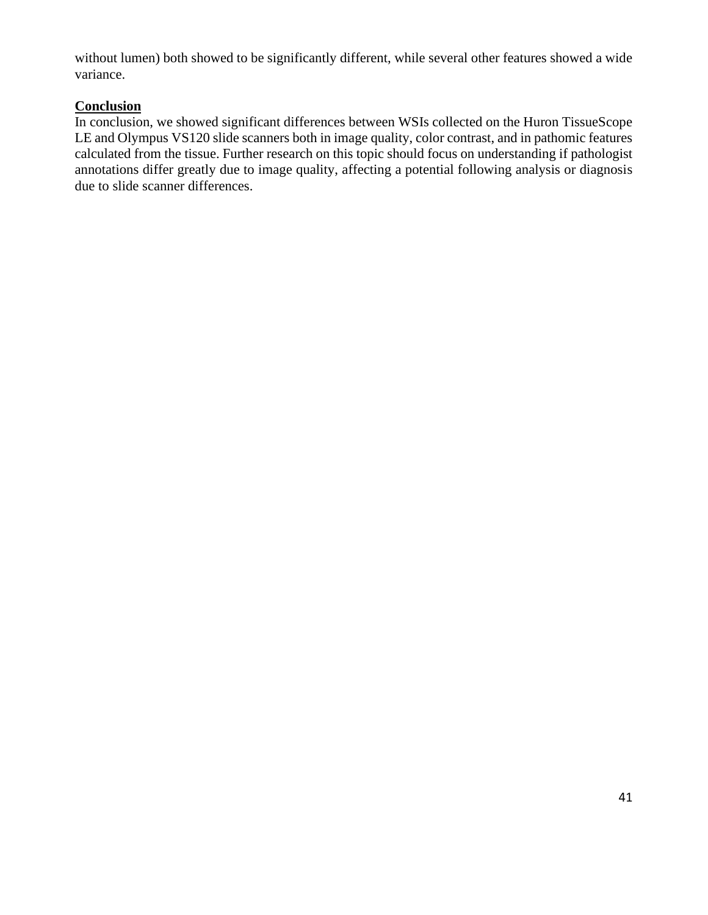without lumen) both showed to be significantly different, while several other features showed a wide variance.

## Conclusion

In conclusion, we showed significant differences between WSIs collected on the Huron TissueScope LE and Olympus VS120 slide scanners both in image quality, color contrast, and in pathomic features calculated from the tissue. Further research on this topic should focus on understanding if pathologist annotations differ greatly due to image quality, affecting a potential following analysis or diagnosis due to slide scanner differences.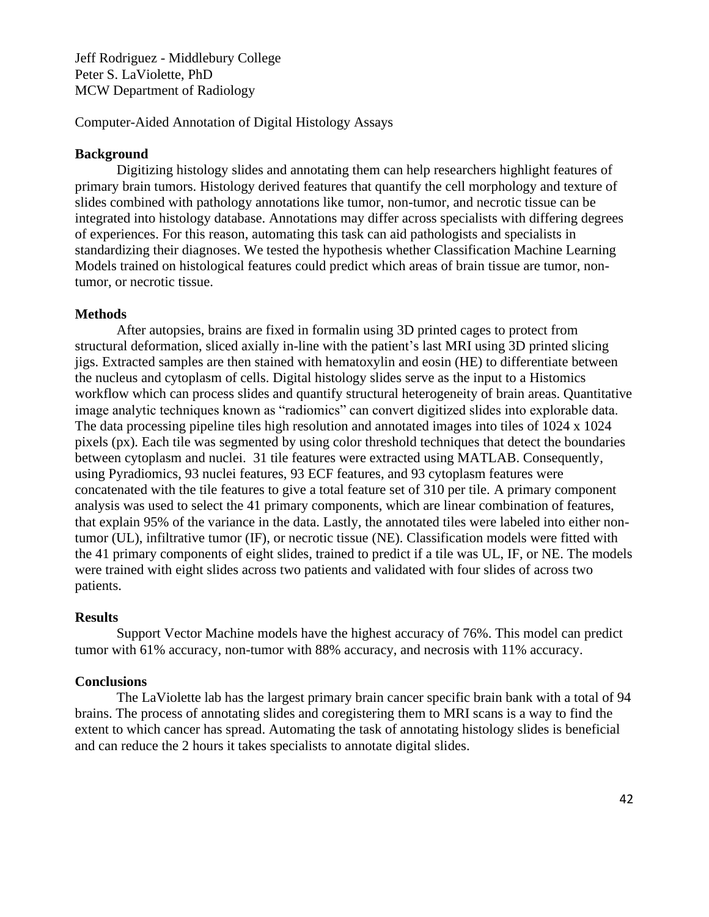Jeff Rodriguez - Middlebury College
Peter S. LaViolette, PhD
MCW Department of Radiology

Computer-Aided Annotation of Digital Histology Assays

**Background**

Digitizing histology slides and annotating them can help researchers highlight features of primary brain tumors. Histology derived features that quantify the cell morphology and texture of slides combined with pathology annotations like tumor, non-tumor, and necrotic tissue can be integrated into histology database. Annotations may differ across specialists with differing degrees of experiences. For this reason, automating this task can aid pathologists and specialists in standardizing their diagnoses. We tested the hypothesis whether Classification Machine Learning Models trained on histological features could predict which areas of brain tissue are tumor, non-tumor, or necrotic tissue.

**Methods**

After autopsies, brains are fixed in formalin using 3D printed cages to protect from structural deformation, sliced axially in-line with the patient's last MRI using 3D printed slicing jigs. Extracted samples are then stained with hematoxylin and eosin (HE) to differentiate between the nucleus and cytoplasm of cells. Digital histology slides serve as the input to a Histomics workflow which can process slides and quantify structural heterogeneity of brain areas. Quantitative image analytic techniques known as "radiomics" can convert digitized slides into explorable data. The data processing pipeline tiles high resolution and annotated images into tiles of 1024 x 1024 pixels (px). Each tile was segmented by using color threshold techniques that detect the boundaries between cytoplasm and nuclei. 31 tile features were extracted using MATLAB. Consequently, using Pyradiomics, 93 nuclei features, 93 ECF features, and 93 cytoplasm features were concatenated with the tile features to give a total feature set of 310 per tile. A primary component analysis was used to select the 41 primary components, which are linear combination of features, that explain 95% of the variance in the data. Lastly, the annotated tiles were labeled into either non-tumor (UL), infiltrative tumor (IF), or necrotic tissue (NE). Classification models were fitted with the 41 primary components of eight slides, trained to predict if a tile was UL, IF, or NE. The models were trained with eight slides across two patients and validated with four slides of across two patients.

**Results**

Support Vector Machine models have the highest accuracy of 76%. This model can predict tumor with 61% accuracy, non-tumor with 88% accuracy, and necrosis with 11% accuracy.

**Conclusions**

The LaViolette lab has the largest primary brain cancer specific brain bank with a total of 94 brains. The process of annotating slides and coregistering them to MRI scans is a way to find the extent to which cancer has spread. Automating the task of annotating histology slides is beneficial and can reduce the 2 hours it takes specialists to annotate digital slides.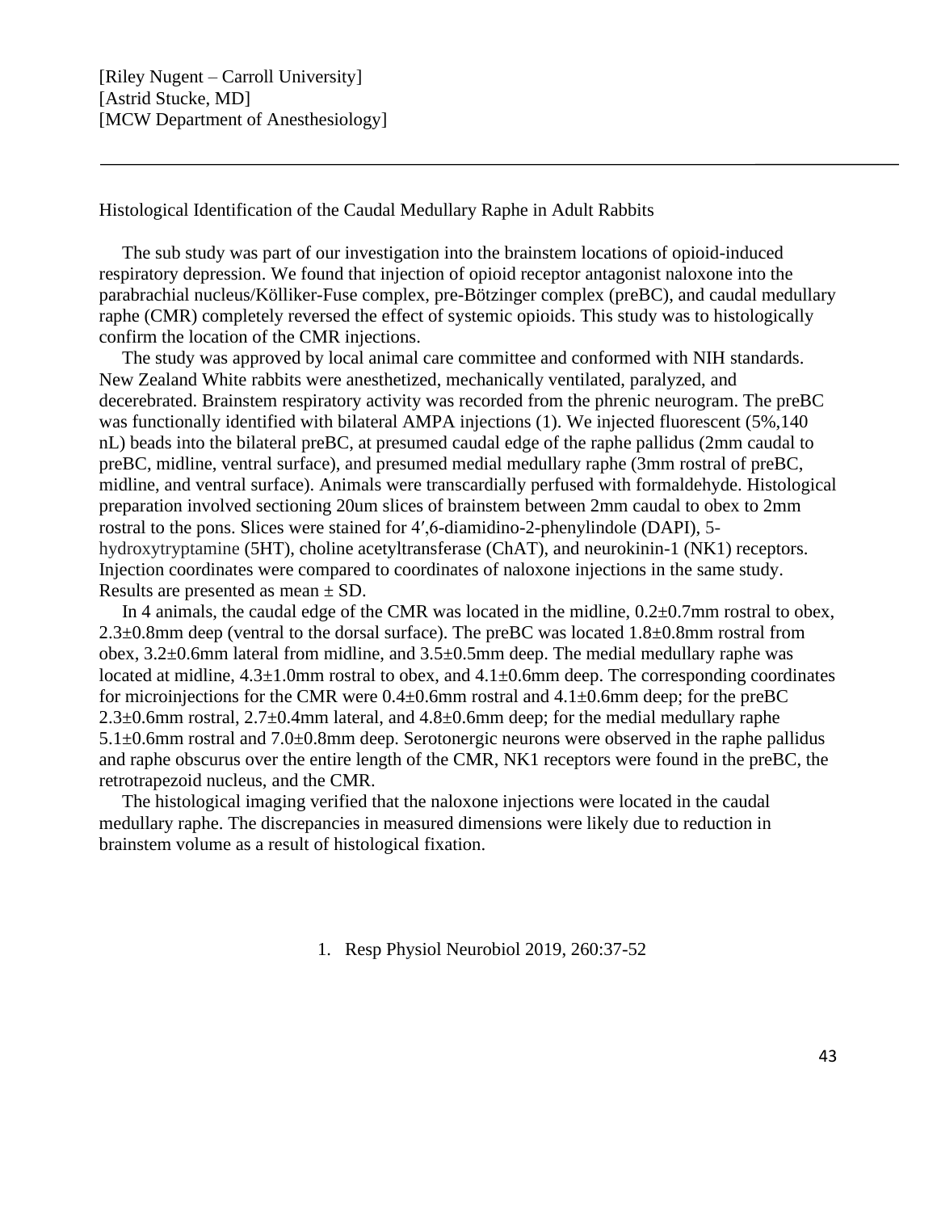[Riley Nugent – Carroll University]
[Astrid Stucke, MD]
[MCW Department of Anesthesiology]

---

Histological Identification of the Caudal Medullary Raphe in Adult Rabbits

The sub study was part of our investigation into the brainstem locations of opioid-induced respiratory depression. We found that injection of opioid receptor antagonist naloxone into the parabrachial nucleus/Kölliker-Fuse complex, pre-Bötzinger complex (preBC), and caudal medullary raphe (CMR) completely reversed the effect of systemic opioids. This study was to histologically confirm the location of the CMR injections.

The study was approved by local animal care committee and conformed with NIH standards. New Zealand White rabbits were anesthetized, mechanically ventilated, paralyzed, and decerebrated. Brainstem respiratory activity was recorded from the phrenic neurogram. The preBC was functionally identified with bilateral AMPA injections (1). We injected fluorescent (5%,140 nL) beads into the bilateral preBC, at presumed caudal edge of the raphe pallidus (2mm caudal to preBC, midline, ventral surface), and presumed medial medullary raphe (3mm rostral of preBC, midline, and ventral surface). Animals were transcardially perfused with formaldehyde. Histological preparation involved sectioning 20um slices of brainstem between 2mm caudal to obex to 2mm rostral to the pons. Slices were stained for 4′,6-diamidino-2-phenylindole (DAPI), 5-hydroxytryptamine (5HT), choline acetyltransferase (ChAT), and neurokinin-1 (NK1) receptors. Injection coordinates were compared to coordinates of naloxone injections in the same study. Results are presented as mean ± SD.

In 4 animals, the caudal edge of the CMR was located in the midline, 0.2±0.7mm rostral to obex, 2.3±0.8mm deep (ventral to the dorsal surface). The preBC was located 1.8±0.8mm rostral from obex, 3.2±0.6mm lateral from midline, and 3.5±0.5mm deep. The medial medullary raphe was located at midline, 4.3±1.0mm rostral to obex, and 4.1±0.6mm deep. The corresponding coordinates for microinjections for the CMR were 0.4±0.6mm rostral and 4.1±0.6mm deep; for the preBC 2.3±0.6mm rostral, 2.7±0.4mm lateral, and 4.8±0.6mm deep; for the medial medullary raphe 5.1±0.6mm rostral and 7.0±0.8mm deep. Serotonergic neurons were observed in the raphe pallidus and raphe obscurus over the entire length of the CMR, NK1 receptors were found in the preBC, the retrotrapezoid nucleus, and the CMR.

The histological imaging verified that the naloxone injections were located in the caudal medullary raphe. The discrepancies in measured dimensions were likely due to reduction in brainstem volume as a result of histological fixation.

1. Resp Physiol Neurobiol 2019, 260:37-52